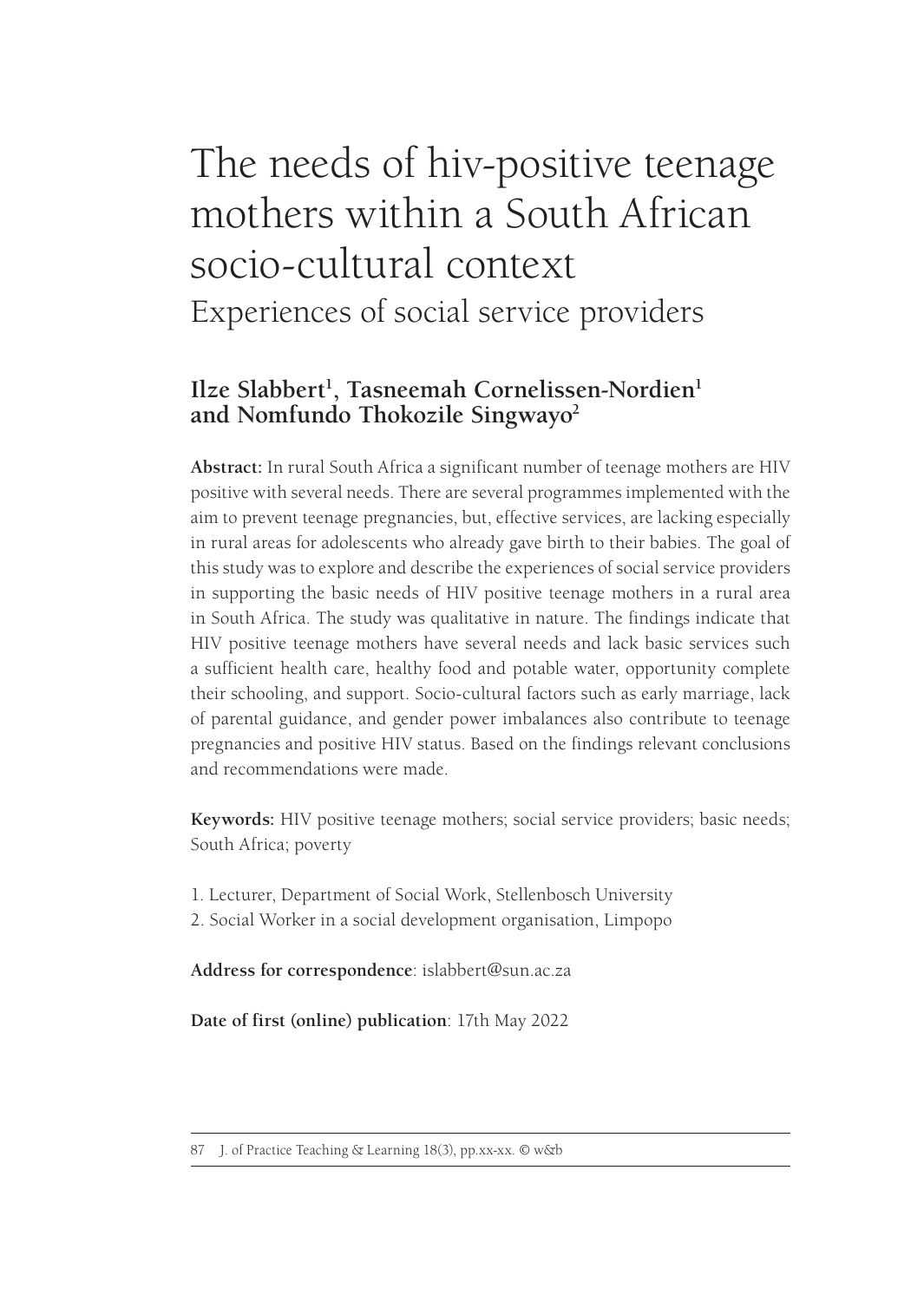# The needs of hiv-positive teenage mothers within a South African socio-cultural context

## Experiences of social service providers

**Ilze Slabbert[1], Tasneemah Cornelissen-Nordien[1] and Nomfundo Thokozile Singwayo[2]**

**Abstract:** In rural South Africa a significant number of teenage mothers are HIV positive with several needs. There are several programmes implemented with the aim to prevent teenage pregnancies, but, effective services, are lacking especially in rural areas for adolescents who already gave birth to their babies. The goal of this study was to explore and describe the experiences of social service providers in supporting the basic needs of HIV positive teenage mothers in a rural area in South Africa. The study was qualitative in nature. The findings indicate that HIV positive teenage mothers have several needs and lack basic services such a sufficient health care, healthy food and potable water, opportunity complete their schooling, and support. Socio-cultural factors such as early marriage, lack of parental guidance, and gender power imbalances also contribute to teenage pregnancies and positive HIV status. Based on the findings relevant conclusions and recommendations were made.

**Keywords:** HIV positive teenage mothers; social service providers; basic needs; South Africa; poverty

1. Lecturer, Department of Social Work, Stellenbosch University
2. Social Worker in a social development organisation, Limpopo

**Address for correspondence**: islabbert@sun.ac.za

**Date of first (online) publication**: 17th May 2022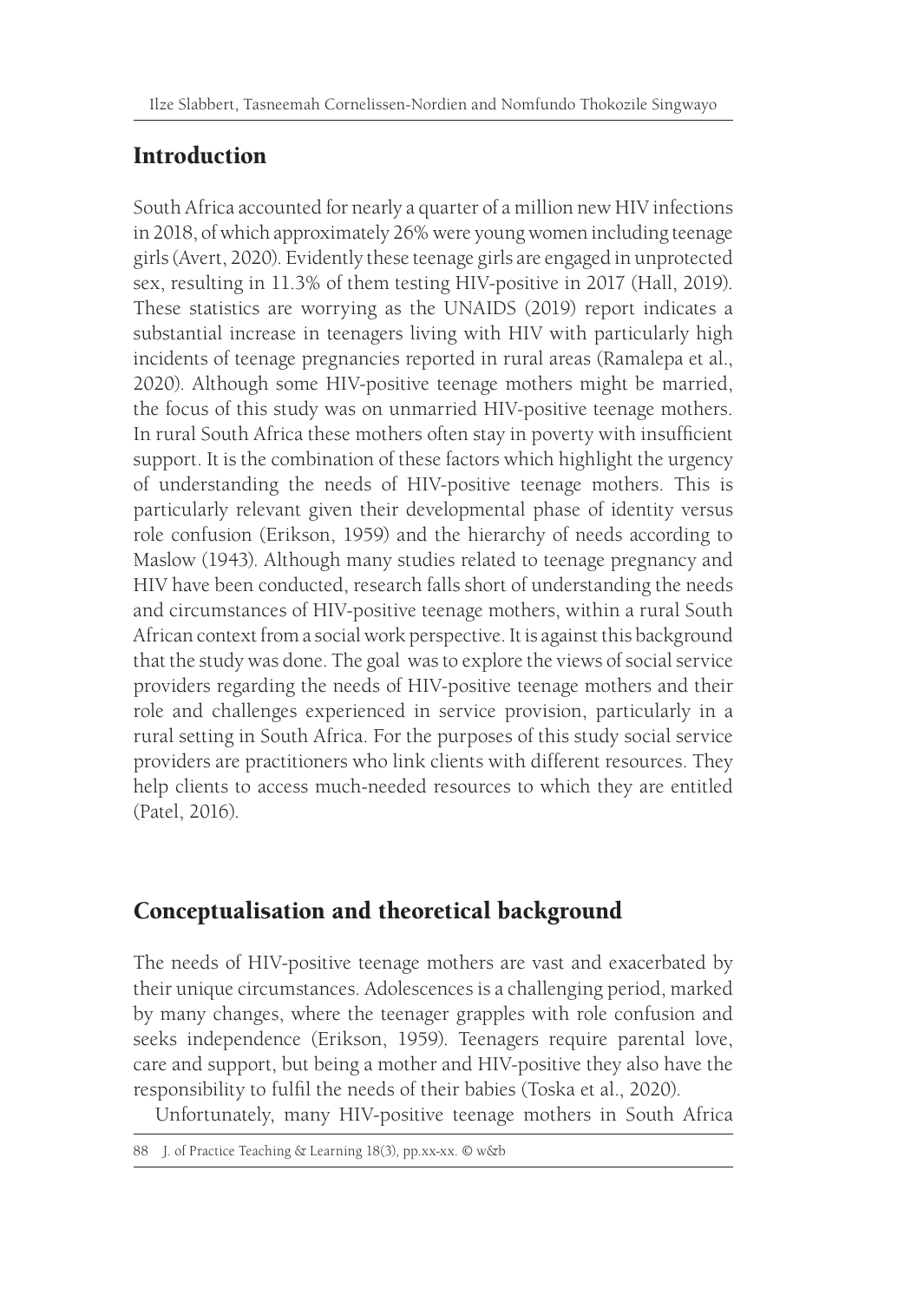## Introduction

South Africa accounted for nearly a quarter of a million new HIV infections in 2018, of which approximately 26% were young women including teenage girls (Avert, 2020). Evidently these teenage girls are engaged in unprotected sex, resulting in 11.3% of them testing HIV-positive in 2017 (Hall, 2019). These statistics are worrying as the UNAIDS (2019) report indicates a substantial increase in teenagers living with HIV with particularly high incidents of teenage pregnancies reported in rural areas (Ramalepa et al., 2020). Although some HIV-positive teenage mothers might be married, the focus of this study was on unmarried HIV-positive teenage mothers. In rural South Africa these mothers often stay in poverty with insufficient support. It is the combination of these factors which highlight the urgency of understanding the needs of HIV-positive teenage mothers. This is particularly relevant given their developmental phase of identity versus role confusion (Erikson, 1959) and the hierarchy of needs according to Maslow (1943). Although many studies related to teenage pregnancy and HIV have been conducted, research falls short of understanding the needs and circumstances of HIV-positive teenage mothers, within a rural South African context from a social work perspective. It is against this background that the study was done. The goal was to explore the views of social service providers regarding the needs of HIV-positive teenage mothers and their role and challenges experienced in service provision, particularly in a rural setting in South Africa. For the purposes of this study social service providers are practitioners who link clients with different resources. They help clients to access much-needed resources to which they are entitled (Patel, 2016).

## Conceptualisation and theoretical background

The needs of HIV-positive teenage mothers are vast and exacerbated by their unique circumstances. Adolescences is a challenging period, marked by many changes, where the teenager grapples with role confusion and seeks independence (Erikson, 1959). Teenagers require parental love, care and support, but being a mother and HIV-positive they also have the responsibility to fulfil the needs of their babies (Toska et al., 2020).

Unfortunately, many HIV-positive teenage mothers in South Africa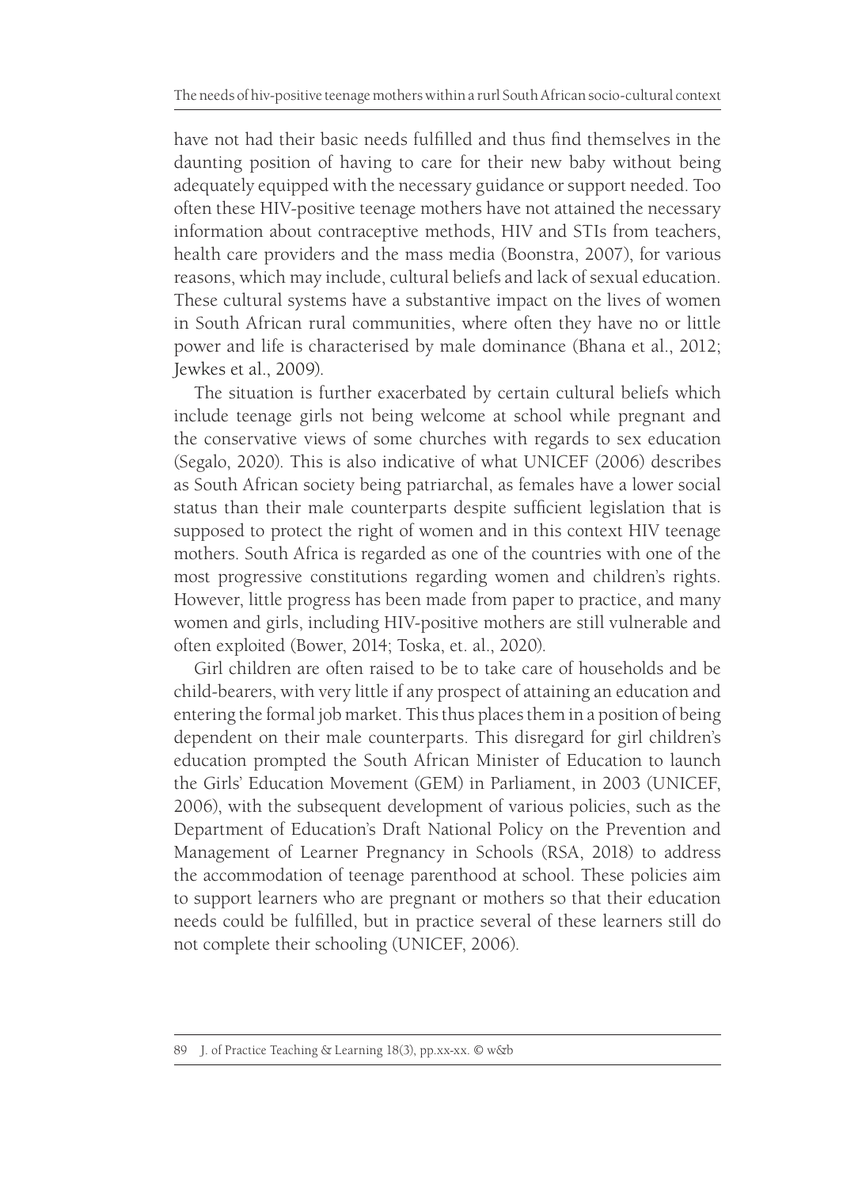have not had their basic needs fulfilled and thus find themselves in the daunting position of having to care for their new baby without being adequately equipped with the necessary guidance or support needed. Too often these HIV-positive teenage mothers have not attained the necessary information about contraceptive methods, HIV and STIs from teachers, health care providers and the mass media (Boonstra, 2007), for various reasons, which may include, cultural beliefs and lack of sexual education. These cultural systems have a substantive impact on the lives of women in South African rural communities, where often they have no or little power and life is characterised by male dominance (Bhana et al., 2012; Jewkes et al., 2009).

The situation is further exacerbated by certain cultural beliefs which include teenage girls not being welcome at school while pregnant and the conservative views of some churches with regards to sex education (Segalo, 2020). This is also indicative of what UNICEF (2006) describes as South African society being patriarchal, as females have a lower social status than their male counterparts despite sufficient legislation that is supposed to protect the right of women and in this context HIV teenage mothers. South Africa is regarded as one of the countries with one of the most progressive constitutions regarding women and children's rights. However, little progress has been made from paper to practice, and many women and girls, including HIV-positive mothers are still vulnerable and often exploited (Bower, 2014; Toska, et. al., 2020).

Girl children are often raised to be to take care of households and be child-bearers, with very little if any prospect of attaining an education and entering the formal job market. This thus places them in a position of being dependent on their male counterparts. This disregard for girl children's education prompted the South African Minister of Education to launch the Girls' Education Movement (GEM) in Parliament, in 2003 (UNICEF, 2006), with the subsequent development of various policies, such as the Department of Education's Draft National Policy on the Prevention and Management of Learner Pregnancy in Schools (RSA, 2018) to address the accommodation of teenage parenthood at school. These policies aim to support learners who are pregnant or mothers so that their education needs could be fulfilled, but in practice several of these learners still do not complete their schooling (UNICEF, 2006).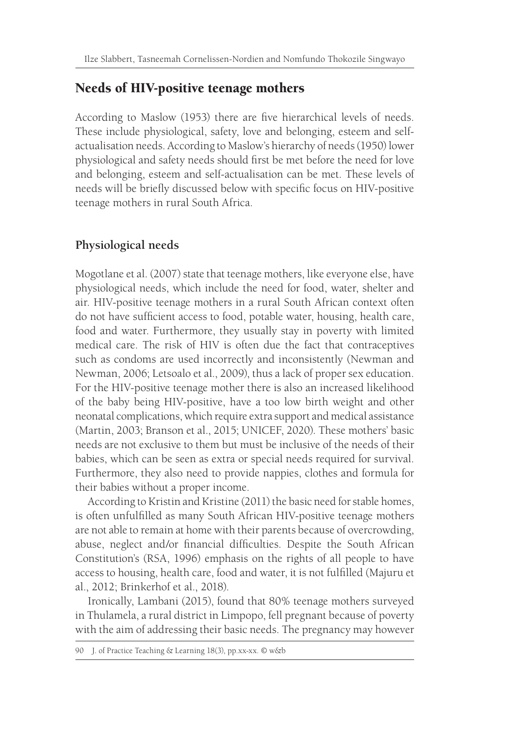## Needs of HIV-positive teenage mothers

According to Maslow (1953) there are five hierarchical levels of needs. These include physiological, safety, love and belonging, esteem and self-actualisation needs. According to Maslow's hierarchy of needs (1950) lower physiological and safety needs should first be met before the need for love and belonging, esteem and self-actualisation can be met. These levels of needs will be briefly discussed below with specific focus on HIV-positive teenage mothers in rural South Africa.

### Physiological needs

Mogotlane et al. (2007) state that teenage mothers, like everyone else, have physiological needs, which include the need for food, water, shelter and air. HIV-positive teenage mothers in a rural South African context often do not have sufficient access to food, potable water, housing, health care, food and water. Furthermore, they usually stay in poverty with limited medical care. The risk of HIV is often due the fact that contraceptives such as condoms are used incorrectly and inconsistently (Newman and Newman, 2006; Letsoalo et al., 2009), thus a lack of proper sex education. For the HIV-positive teenage mother there is also an increased likelihood of the baby being HIV-positive, have a too low birth weight and other neonatal complications, which require extra support and medical assistance (Martin, 2003; Branson et al., 2015; UNICEF, 2020). These mothers' basic needs are not exclusive to them but must be inclusive of the needs of their babies, which can be seen as extra or special needs required for survival. Furthermore, they also need to provide nappies, clothes and formula for their babies without a proper income.

According to Kristin and Kristine (2011) the basic need for stable homes, is often unfulfilled as many South African HIV-positive teenage mothers are not able to remain at home with their parents because of overcrowding, abuse, neglect and/or financial difficulties. Despite the South African Constitution's (RSA, 1996) emphasis on the rights of all people to have access to housing, health care, food and water, it is not fulfilled (Majuru et al., 2012; Brinkerhof et al., 2018).

Ironically, Lambani (2015), found that 80% teenage mothers surveyed in Thulamela, a rural district in Limpopo, fell pregnant because of poverty with the aim of addressing their basic needs. The pregnancy may however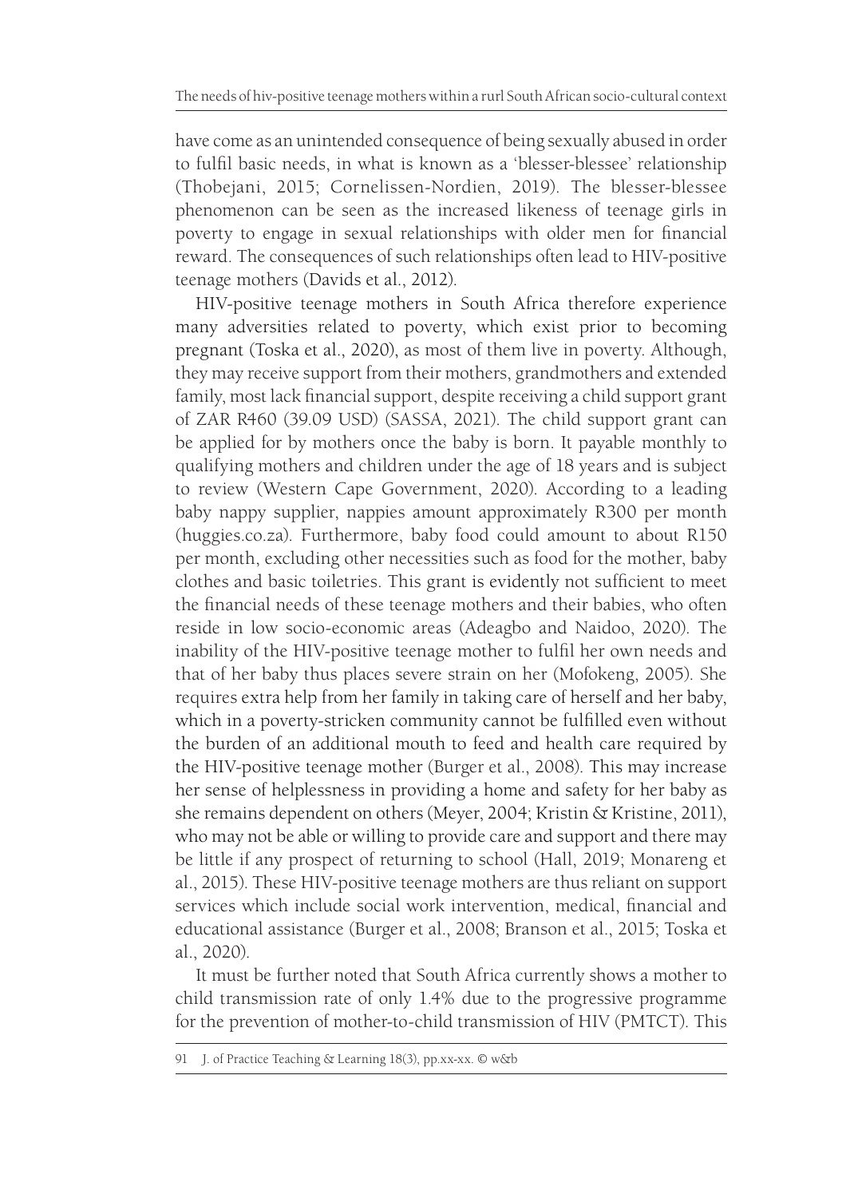have come as an unintended consequence of being sexually abused in order to fulfil basic needs, in what is known as a 'blesser-blessee' relationship (Thobejani, 2015; Cornelissen-Nordien, 2019). The blesser-blessee phenomenon can be seen as the increased likeness of teenage girls in poverty to engage in sexual relationships with older men for financial reward. The consequences of such relationships often lead to HIV-positive teenage mothers (Davids et al., 2012).

HIV-positive teenage mothers in South Africa therefore experience many adversities related to poverty, which exist prior to becoming pregnant (Toska et al., 2020), as most of them live in poverty. Although, they may receive support from their mothers, grandmothers and extended family, most lack financial support, despite receiving a child support grant of ZAR R460 (39.09 USD) (SASSA, 2021). The child support grant can be applied for by mothers once the baby is born. It payable monthly to qualifying mothers and children under the age of 18 years and is subject to review (Western Cape Government, 2020). According to a leading baby nappy supplier, nappies amount approximately R300 per month (huggies.co.za). Furthermore, baby food could amount to about R150 per month, excluding other necessities such as food for the mother, baby clothes and basic toiletries. This grant is evidently not sufficient to meet the financial needs of these teenage mothers and their babies, who often reside in low socio-economic areas (Adeagbo and Naidoo, 2020). The inability of the HIV-positive teenage mother to fulfil her own needs and that of her baby thus places severe strain on her (Mofokeng, 2005). She requires extra help from her family in taking care of herself and her baby, which in a poverty-stricken community cannot be fulfilled even without the burden of an additional mouth to feed and health care required by the HIV-positive teenage mother (Burger et al., 2008). This may increase her sense of helplessness in providing a home and safety for her baby as she remains dependent on others (Meyer, 2004; Kristin & Kristine, 2011), who may not be able or willing to provide care and support and there may be little if any prospect of returning to school (Hall, 2019; Monareng et al., 2015). These HIV-positive teenage mothers are thus reliant on support services which include social work intervention, medical, financial and educational assistance (Burger et al., 2008; Branson et al., 2015; Toska et al., 2020).

It must be further noted that South Africa currently shows a mother to child transmission rate of only 1.4% due to the progressive programme for the prevention of mother-to-child transmission of HIV (PMTCT). This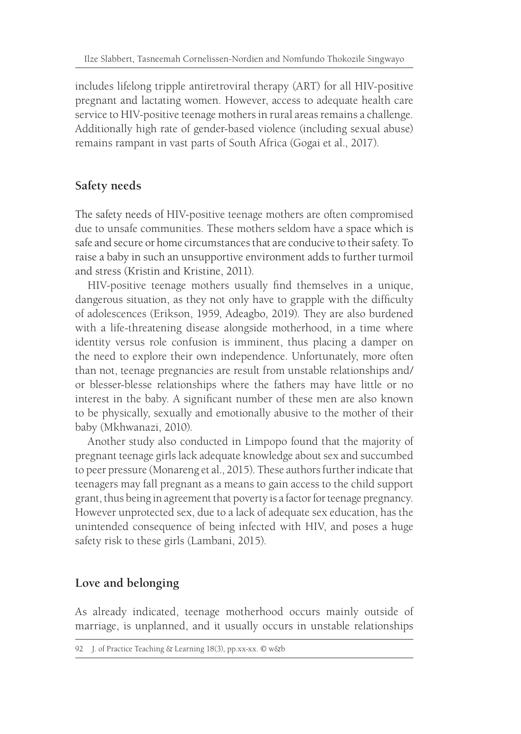includes lifelong tripple antiretroviral therapy (ART) for all HIV-positive pregnant and lactating women. However, access to adequate health care service to HIV-positive teenage mothers in rural areas remains a challenge. Additionally high rate of gender-based violence (including sexual abuse) remains rampant in vast parts of South Africa (Gogai et al., 2017).

## Safety needs

The safety needs of HIV-positive teenage mothers are often compromised due to unsafe communities. These mothers seldom have a space which is safe and secure or home circumstances that are conducive to their safety. To raise a baby in such an unsupportive environment adds to further turmoil and stress (Kristin and Kristine, 2011).

HIV-positive teenage mothers usually find themselves in a unique, dangerous situation, as they not only have to grapple with the difficulty of adolescences (Erikson, 1959, Adeagbo, 2019). They are also burdened with a life-threatening disease alongside motherhood, in a time where identity versus role confusion is imminent, thus placing a damper on the need to explore their own independence. Unfortunately, more often than not, teenage pregnancies are result from unstable relationships and/or blesser-blesse relationships where the fathers may have little or no interest in the baby. A significant number of these men are also known to be physically, sexually and emotionally abusive to the mother of their baby (Mkhwanazi, 2010).

Another study also conducted in Limpopo found that the majority of pregnant teenage girls lack adequate knowledge about sex and succumbed to peer pressure (Monareng et al., 2015). These authors further indicate that teenagers may fall pregnant as a means to gain access to the child support grant, thus being in agreement that poverty is a factor for teenage pregnancy. However unprotected sex, due to a lack of adequate sex education, has the unintended consequence of being infected with HIV, and poses a huge safety risk to these girls (Lambani, 2015).

## Love and belonging

As already indicated, teenage motherhood occurs mainly outside of marriage, is unplanned, and it usually occurs in unstable relationships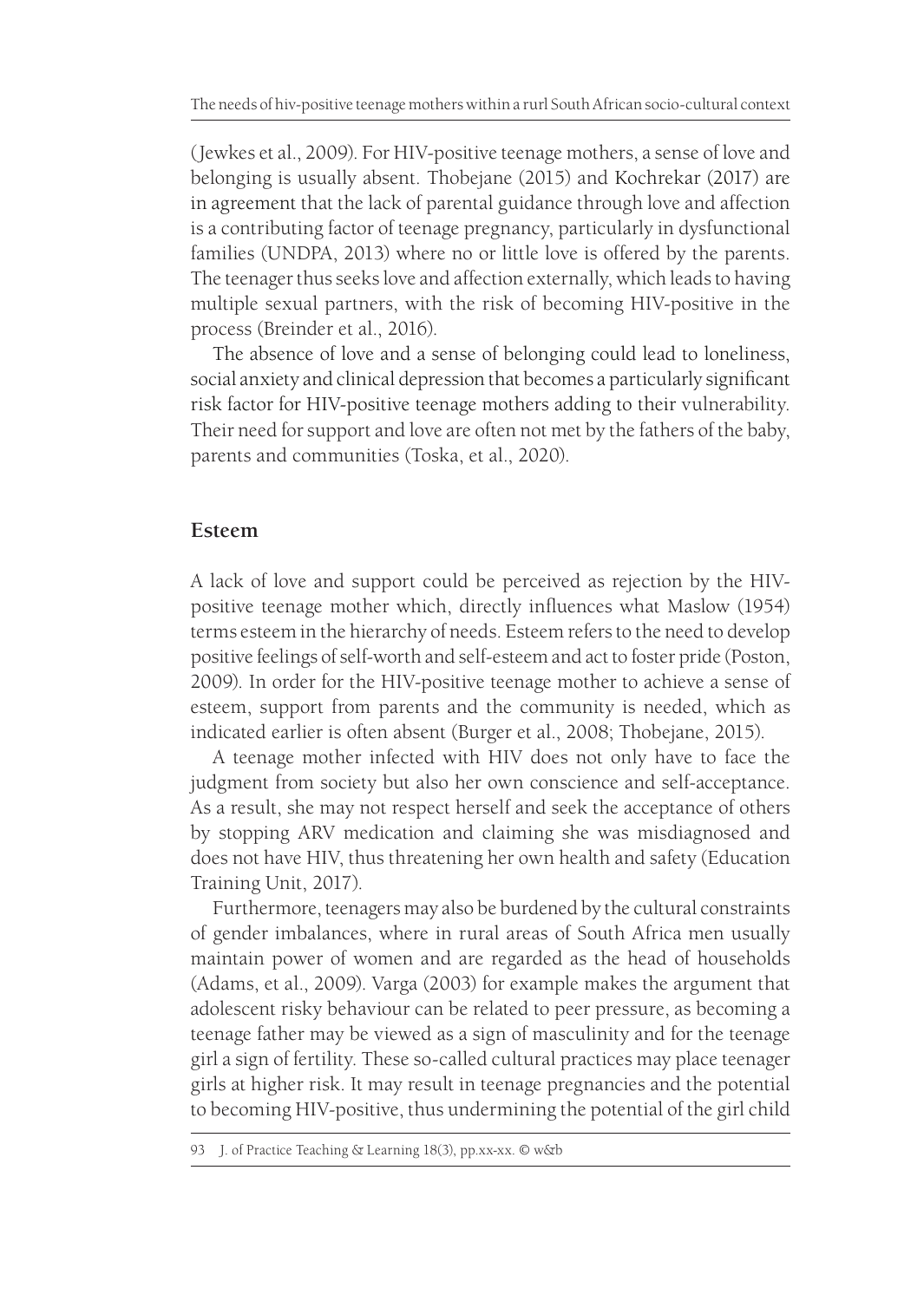(Jewkes et al., 2009). For HIV-positive teenage mothers, a sense of love and belonging is usually absent. Thobejane (2015) and Kochrekar (2017) are in agreement that the lack of parental guidance through love and affection is a contributing factor of teenage pregnancy, particularly in dysfunctional families (UNDPA, 2013) where no or little love is offered by the parents. The teenager thus seeks love and affection externally, which leads to having multiple sexual partners, with the risk of becoming HIV-positive in the process (Breinder et al., 2016).

The absence of love and a sense of belonging could lead to loneliness, social anxiety and clinical depression that becomes a particularly significant risk factor for HIV-positive teenage mothers adding to their vulnerability. Their need for support and love are often not met by the fathers of the baby, parents and communities (Toska, et al., 2020).

## Esteem

A lack of love and support could be perceived as rejection by the HIV-positive teenage mother which, directly influences what Maslow (1954) terms esteem in the hierarchy of needs. Esteem refers to the need to develop positive feelings of self-worth and self-esteem and act to foster pride (Poston, 2009). In order for the HIV-positive teenage mother to achieve a sense of esteem, support from parents and the community is needed, which as indicated earlier is often absent (Burger et al., 2008; Thobejane, 2015).

A teenage mother infected with HIV does not only have to face the judgment from society but also her own conscience and self-acceptance. As a result, she may not respect herself and seek the acceptance of others by stopping ARV medication and claiming she was misdiagnosed and does not have HIV, thus threatening her own health and safety (Education Training Unit, 2017).

Furthermore, teenagers may also be burdened by the cultural constraints of gender imbalances, where in rural areas of South Africa men usually maintain power of women and are regarded as the head of households (Adams, et al., 2009). Varga (2003) for example makes the argument that adolescent risky behaviour can be related to peer pressure, as becoming a teenage father may be viewed as a sign of masculinity and for the teenage girl a sign of fertility. These so-called cultural practices may place teenager girls at higher risk. It may result in teenage pregnancies and the potential to becoming HIV-positive, thus undermining the potential of the girl child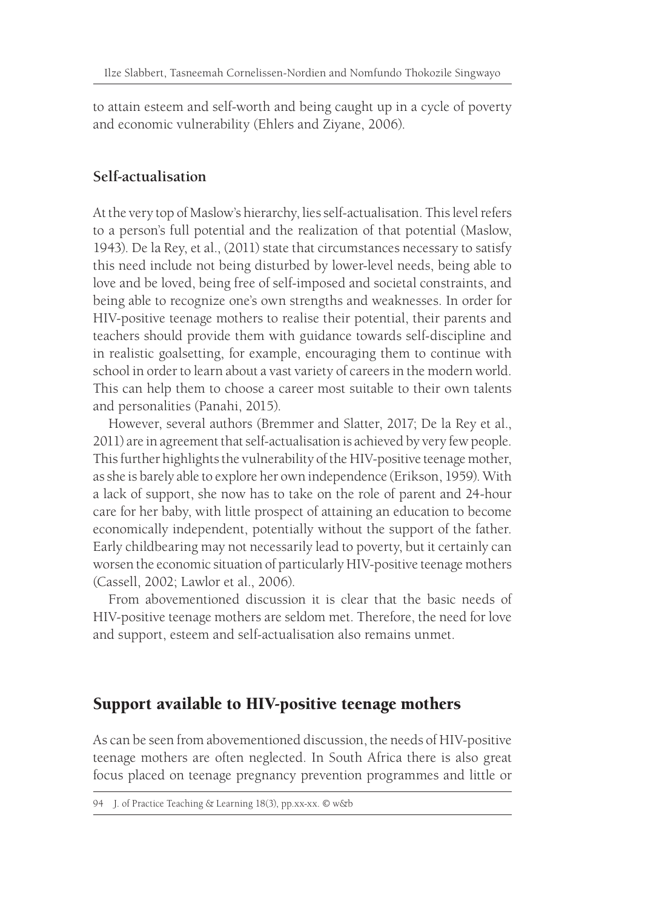to attain esteem and self-worth and being caught up in a cycle of poverty and economic vulnerability (Ehlers and Ziyane, 2006).

### Self-actualisation

At the very top of Maslow's hierarchy, lies self-actualisation. This level refers to a person's full potential and the realization of that potential (Maslow, 1943). De la Rey, et al., (2011) state that circumstances necessary to satisfy this need include not being disturbed by lower-level needs, being able to love and be loved, being free of self-imposed and societal constraints, and being able to recognize one's own strengths and weaknesses. In order for HIV-positive teenage mothers to realise their potential, their parents and teachers should provide them with guidance towards self-discipline and in realistic goalsetting, for example, encouraging them to continue with school in order to learn about a vast variety of careers in the modern world. This can help them to choose a career most suitable to their own talents and personalities (Panahi, 2015).

However, several authors (Bremmer and Slatter, 2017; De la Rey et al., 2011) are in agreement that self-actualisation is achieved by very few people. This further highlights the vulnerability of the HIV-positive teenage mother, as she is barely able to explore her own independence (Erikson, 1959). With a lack of support, she now has to take on the role of parent and 24-hour care for her baby, with little prospect of attaining an education to become economically independent, potentially without the support of the father. Early childbearing may not necessarily lead to poverty, but it certainly can worsen the economic situation of particularly HIV-positive teenage mothers (Cassell, 2002; Lawlor et al., 2006).

From abovementioned discussion it is clear that the basic needs of HIV-positive teenage mothers are seldom met. Therefore, the need for love and support, esteem and self-actualisation also remains unmet.

## Support available to HIV-positive teenage mothers

As can be seen from abovementioned discussion, the needs of HIV-positive teenage mothers are often neglected. In South Africa there is also great focus placed on teenage pregnancy prevention programmes and little or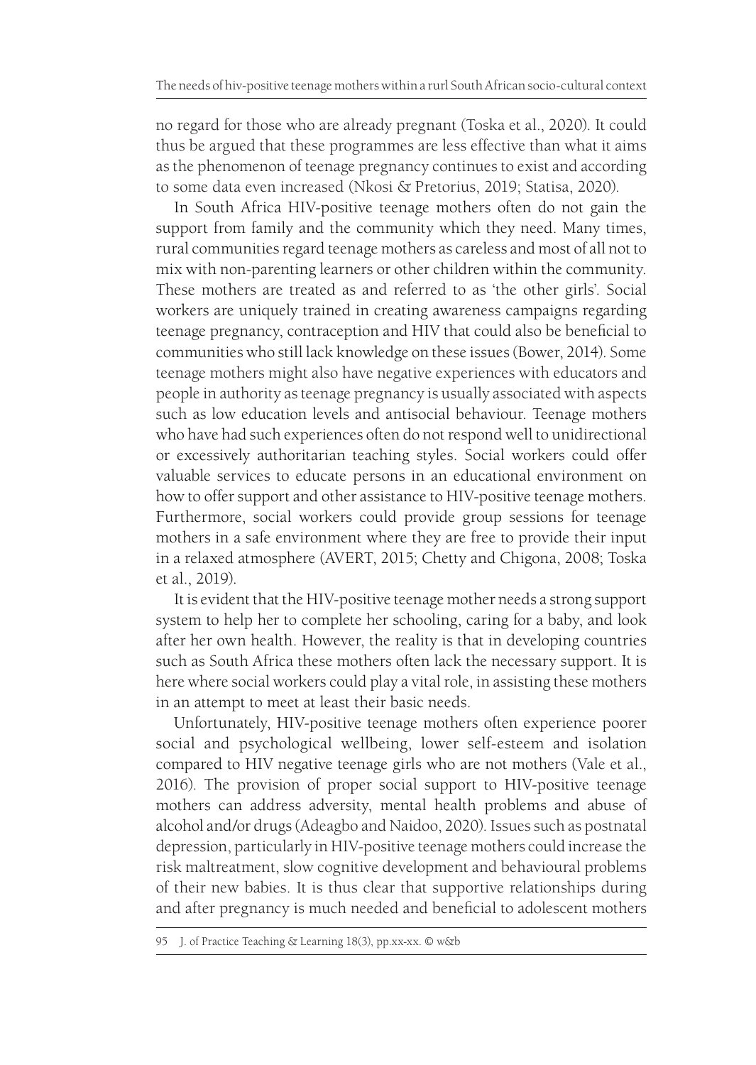no regard for those who are already pregnant (Toska et al., 2020). It could thus be argued that these programmes are less effective than what it aims as the phenomenon of teenage pregnancy continues to exist and according to some data even increased (Nkosi & Pretorius, 2019; Statisa, 2020).

In South Africa HIV-positive teenage mothers often do not gain the support from family and the community which they need. Many times, rural communities regard teenage mothers as careless and most of all not to mix with non-parenting learners or other children within the community. These mothers are treated as and referred to as 'the other girls'. Social workers are uniquely trained in creating awareness campaigns regarding teenage pregnancy, contraception and HIV that could also be beneficial to communities who still lack knowledge on these issues (Bower, 2014). Some teenage mothers might also have negative experiences with educators and people in authority as teenage pregnancy is usually associated with aspects such as low education levels and antisocial behaviour. Teenage mothers who have had such experiences often do not respond well to unidirectional or excessively authoritarian teaching styles. Social workers could offer valuable services to educate persons in an educational environment on how to offer support and other assistance to HIV-positive teenage mothers. Furthermore, social workers could provide group sessions for teenage mothers in a safe environment where they are free to provide their input in a relaxed atmosphere (AVERT, 2015; Chetty and Chigona, 2008; Toska et al., 2019).

It is evident that the HIV-positive teenage mother needs a strong support system to help her to complete her schooling, caring for a baby, and look after her own health. However, the reality is that in developing countries such as South Africa these mothers often lack the necessary support. It is here where social workers could play a vital role, in assisting these mothers in an attempt to meet at least their basic needs.

Unfortunately, HIV-positive teenage mothers often experience poorer social and psychological wellbeing, lower self-esteem and isolation compared to HIV negative teenage girls who are not mothers (Vale et al., 2016). The provision of proper social support to HIV-positive teenage mothers can address adversity, mental health problems and abuse of alcohol and/or drugs (Adeagbo and Naidoo, 2020). Issues such as postnatal depression, particularly in HIV-positive teenage mothers could increase the risk maltreatment, slow cognitive development and behavioural problems of their new babies. It is thus clear that supportive relationships during and after pregnancy is much needed and beneficial to adolescent mothers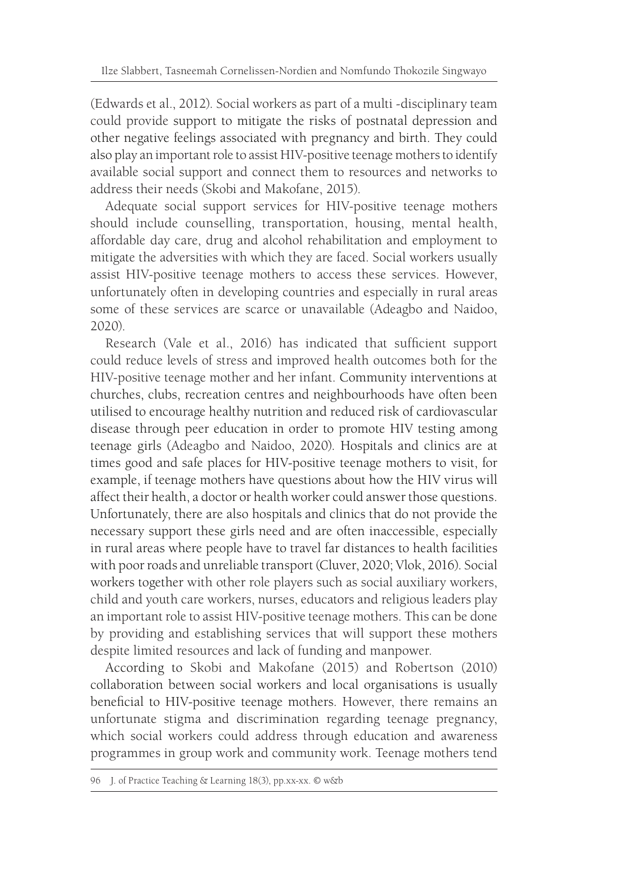(Edwards et al., 2012). Social workers as part of a multi -disciplinary team could provide support to mitigate the risks of postnatal depression and other negative feelings associated with pregnancy and birth. They could also play an important role to assist HIV-positive teenage mothers to identify available social support and connect them to resources and networks to address their needs (Skobi and Makofane, 2015).

Adequate social support services for HIV-positive teenage mothers should include counselling, transportation, housing, mental health, affordable day care, drug and alcohol rehabilitation and employment to mitigate the adversities with which they are faced. Social workers usually assist HIV-positive teenage mothers to access these services. However, unfortunately often in developing countries and especially in rural areas some of these services are scarce or unavailable (Adeagbo and Naidoo, 2020).

Research (Vale et al., 2016) has indicated that sufficient support could reduce levels of stress and improved health outcomes both for the HIV-positive teenage mother and her infant. Community interventions at churches, clubs, recreation centres and neighbourhoods have often been utilised to encourage healthy nutrition and reduced risk of cardiovascular disease through peer education in order to promote HIV testing among teenage girls (Adeagbo and Naidoo, 2020). Hospitals and clinics are at times good and safe places for HIV-positive teenage mothers to visit, for example, if teenage mothers have questions about how the HIV virus will affect their health, a doctor or health worker could answer those questions. Unfortunately, there are also hospitals and clinics that do not provide the necessary support these girls need and are often inaccessible, especially in rural areas where people have to travel far distances to health facilities with poor roads and unreliable transport (Cluver, 2020; Vlok, 2016). Social workers together with other role players such as social auxiliary workers, child and youth care workers, nurses, educators and religious leaders play an important role to assist HIV-positive teenage mothers. This can be done by providing and establishing services that will support these mothers despite limited resources and lack of funding and manpower.

According to Skobi and Makofane (2015) and Robertson (2010) collaboration between social workers and local organisations is usually beneficial to HIV-positive teenage mothers. However, there remains an unfortunate stigma and discrimination regarding teenage pregnancy, which social workers could address through education and awareness programmes in group work and community work. Teenage mothers tend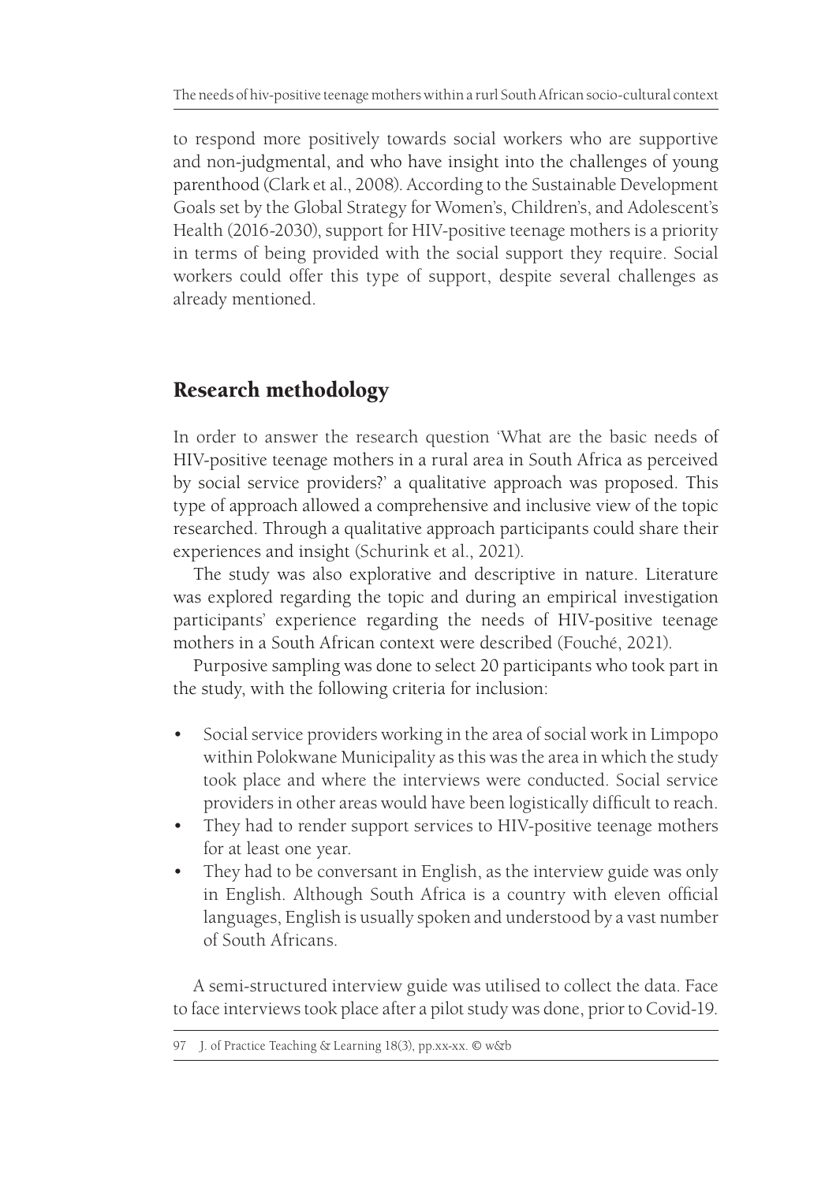to respond more positively towards social workers who are supportive and non-judgmental, and who have insight into the challenges of young parenthood (Clark et al., 2008). According to the Sustainable Development Goals set by the Global Strategy for Women's, Children's, and Adolescent's Health (2016-2030), support for HIV-positive teenage mothers is a priority in terms of being provided with the social support they require. Social workers could offer this type of support, despite several challenges as already mentioned.

## Research methodology

In order to answer the research question 'What are the basic needs of HIV-positive teenage mothers in a rural area in South Africa as perceived by social service providers?' a qualitative approach was proposed. This type of approach allowed a comprehensive and inclusive view of the topic researched. Through a qualitative approach participants could share their experiences and insight (Schurink et al., 2021).

The study was also explorative and descriptive in nature. Literature was explored regarding the topic and during an empirical investigation participants' experience regarding the needs of HIV-positive teenage mothers in a South African context were described (Fouché, 2021).

Purposive sampling was done to select 20 participants who took part in the study, with the following criteria for inclusion:

- Social service providers working in the area of social work in Limpopo within Polokwane Municipality as this was the area in which the study took place and where the interviews were conducted. Social service providers in other areas would have been logistically difficult to reach.
- They had to render support services to HIV-positive teenage mothers for at least one year.
- They had to be conversant in English, as the interview guide was only in English. Although South Africa is a country with eleven official languages, English is usually spoken and understood by a vast number of South Africans.

A semi-structured interview guide was utilised to collect the data. Face to face interviews took place after a pilot study was done, prior to Covid-19.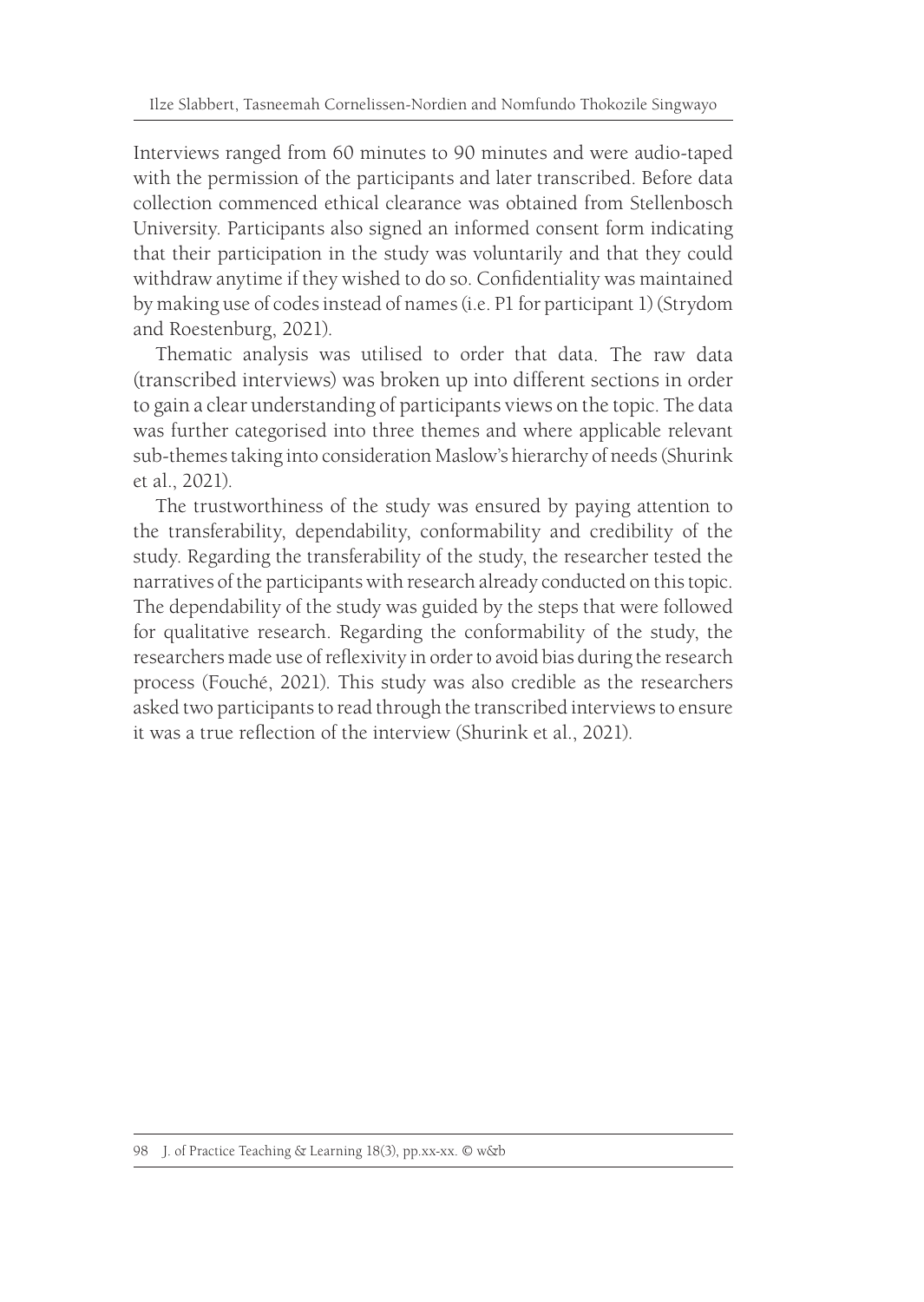Interviews ranged from 60 minutes to 90 minutes and were audio-taped with the permission of the participants and later transcribed. Before data collection commenced ethical clearance was obtained from Stellenbosch University. Participants also signed an informed consent form indicating that their participation in the study was voluntarily and that they could withdraw anytime if they wished to do so. Confidentiality was maintained by making use of codes instead of names (i.e. P1 for participant 1) (Strydom and Roestenburg, 2021).

Thematic analysis was utilised to order that data. The raw data (transcribed interviews) was broken up into different sections in order to gain a clear understanding of participants views on the topic. The data was further categorised into three themes and where applicable relevant sub-themes taking into consideration Maslow's hierarchy of needs (Shurink et al., 2021).

The trustworthiness of the study was ensured by paying attention to the transferability, dependability, conformability and credibility of the study. Regarding the transferability of the study, the researcher tested the narratives of the participants with research already conducted on this topic. The dependability of the study was guided by the steps that were followed for qualitative research. Regarding the conformability of the study, the researchers made use of reflexivity in order to avoid bias during the research process (Fouché, 2021). This study was also credible as the researchers asked two participants to read through the transcribed interviews to ensure it was a true reflection of the interview (Shurink et al., 2021).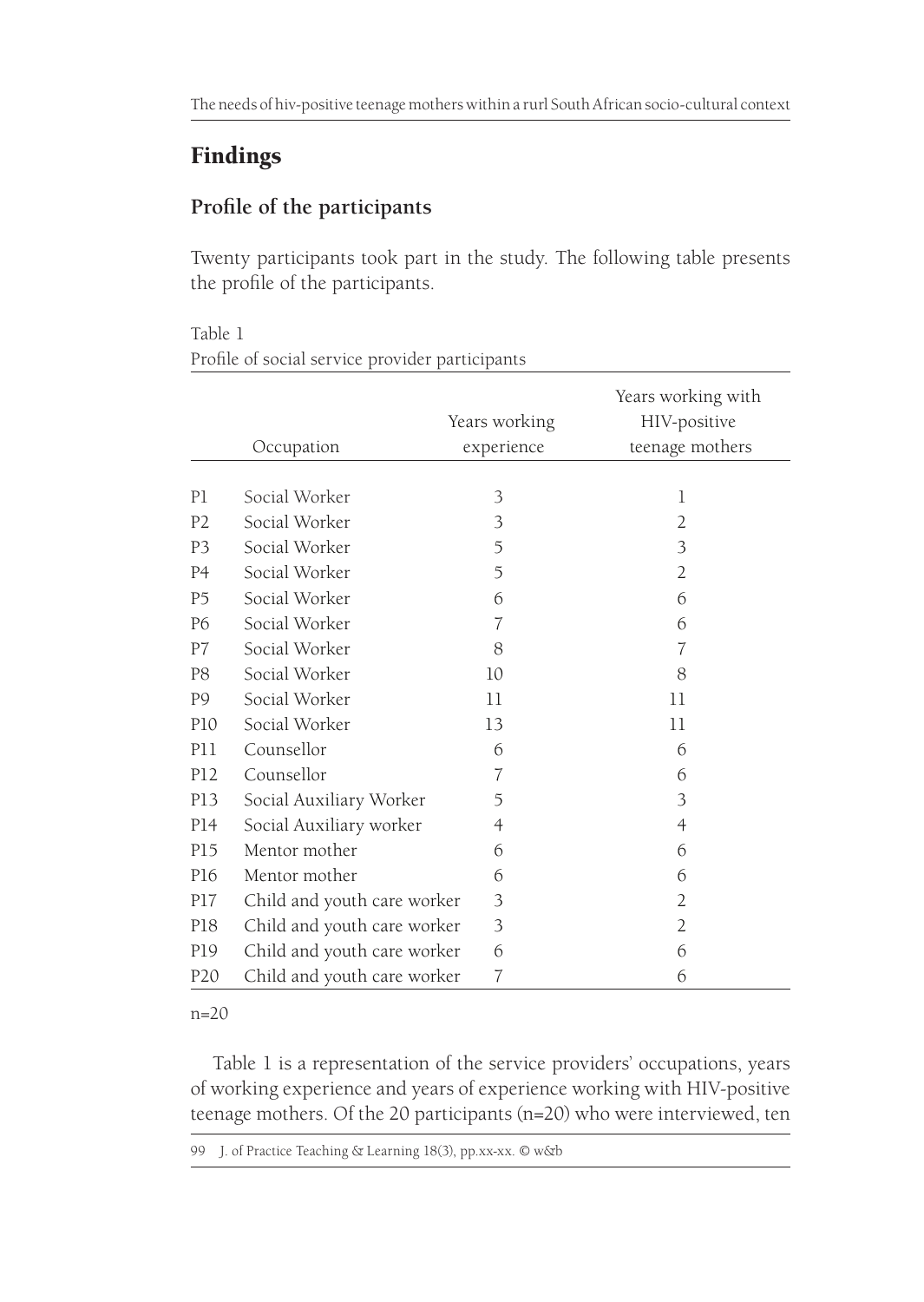## Findings

### Profile of the participants

Twenty participants took part in the study. The following table presents the profile of the participants.

Table 1
Profile of social service provider participants

| | Occupation | Years working experience | Years working with HIV-positive teenage mothers |
|---|---|---|---|
| P1 | Social Worker | 3 | 1 |
| P2 | Social Worker | 3 | 2 |
| P3 | Social Worker | 5 | 3 |
| P4 | Social Worker | 5 | 2 |
| P5 | Social Worker | 6 | 6 |
| P6 | Social Worker | 7 | 6 |
| P7 | Social Worker | 8 | 7 |
| P8 | Social Worker | 10 | 8 |
| P9 | Social Worker | 11 | 11 |
| P10 | Social Worker | 13 | 11 |
| P11 | Counsellor | 6 | 6 |
| P12 | Counsellor | 7 | 6 |
| P13 | Social Auxiliary Worker | 5 | 3 |
| P14 | Social Auxiliary worker | 4 | 4 |
| P15 | Mentor mother | 6 | 6 |
| P16 | Mentor mother | 6 | 6 |
| P17 | Child and youth care worker | 3 | 2 |
| P18 | Child and youth care worker | 3 | 2 |
| P19 | Child and youth care worker | 6 | 6 |
| P20 | Child and youth care worker | 7 | 6 |

n=20

Table 1 is a representation of the service providers' occupations, years of working experience and years of experience working with HIV-positive teenage mothers. Of the 20 participants (n=20) who were interviewed, ten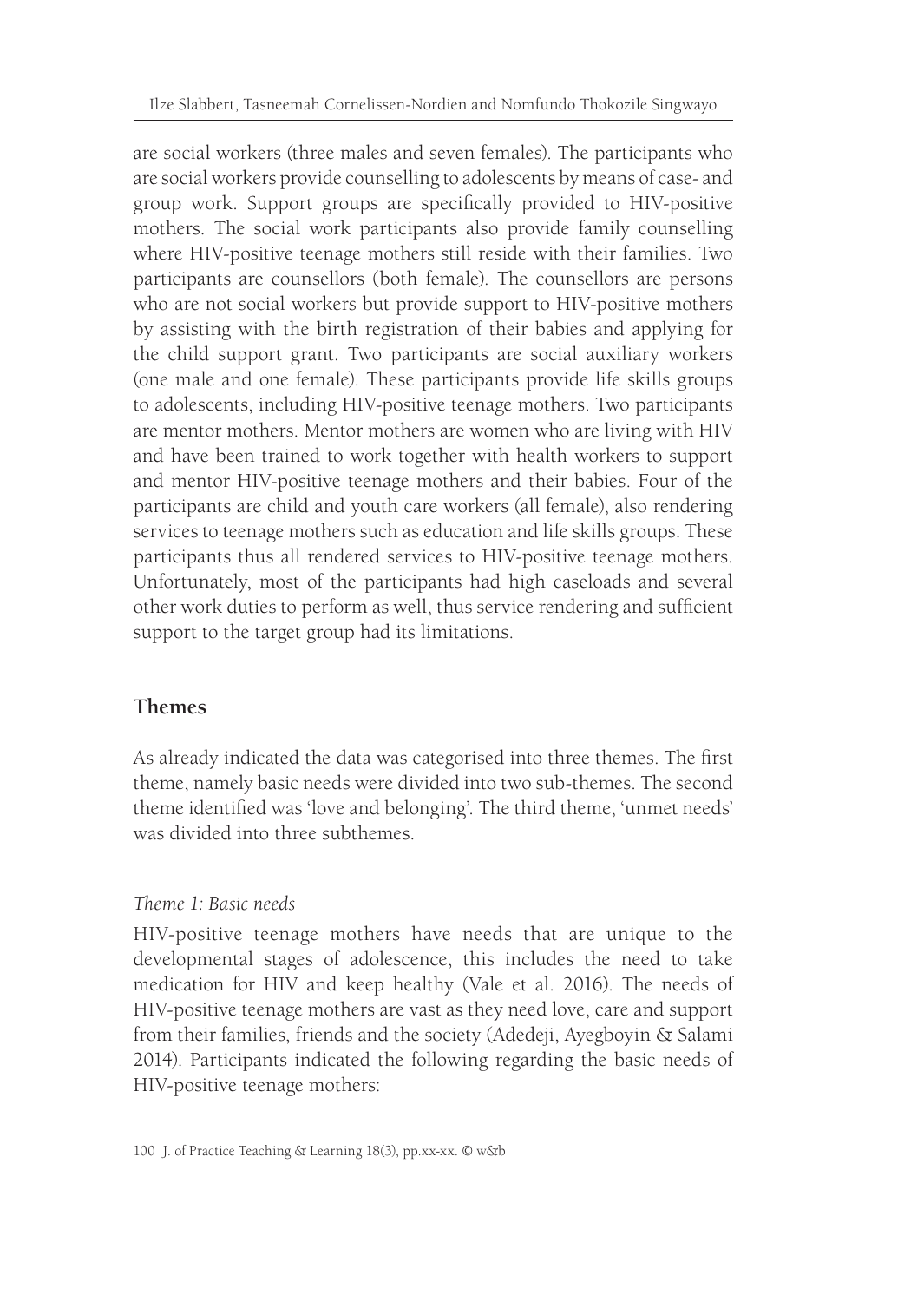are social workers (three males and seven females). The participants who are social workers provide counselling to adolescents by means of case- and group work. Support groups are specifically provided to HIV-positive mothers. The social work participants also provide family counselling where HIV-positive teenage mothers still reside with their families. Two participants are counsellors (both female). The counsellors are persons who are not social workers but provide support to HIV-positive mothers by assisting with the birth registration of their babies and applying for the child support grant. Two participants are social auxiliary workers (one male and one female). These participants provide life skills groups to adolescents, including HIV-positive teenage mothers. Two participants are mentor mothers. Mentor mothers are women who are living with HIV and have been trained to work together with health workers to support and mentor HIV-positive teenage mothers and their babies. Four of the participants are child and youth care workers (all female), also rendering services to teenage mothers such as education and life skills groups. These participants thus all rendered services to HIV-positive teenage mothers. Unfortunately, most of the participants had high caseloads and several other work duties to perform as well, thus service rendering and sufficient support to the target group had its limitations.

## Themes

As already indicated the data was categorised into three themes. The first theme, namely basic needs were divided into two sub-themes. The second theme identified was 'love and belonging'. The third theme, 'unmet needs' was divided into three subthemes.

### *Theme 1: Basic needs*

HIV-positive teenage mothers have needs that are unique to the developmental stages of adolescence, this includes the need to take medication for HIV and keep healthy (Vale et al. 2016). The needs of HIV-positive teenage mothers are vast as they need love, care and support from their families, friends and the society (Adedeji, Ayegboyin & Salami 2014). Participants indicated the following regarding the basic needs of HIV-positive teenage mothers: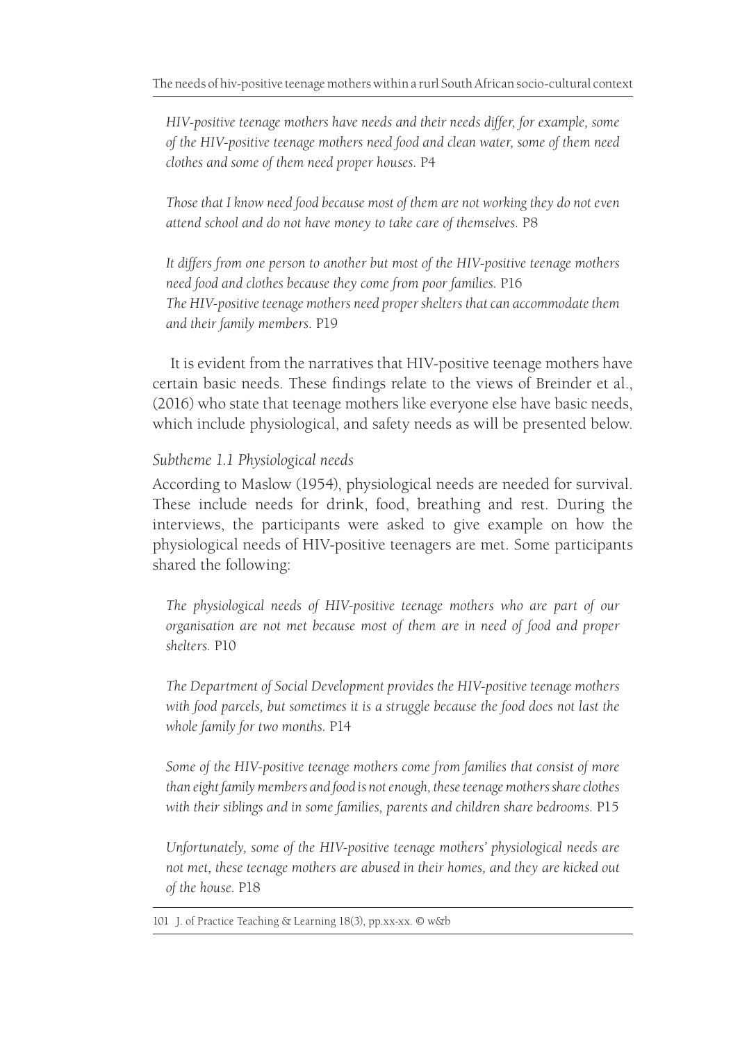*HIV-positive teenage mothers have needs and their needs differ, for example, some of the HIV-positive teenage mothers need food and clean water, some of them need clothes and some of them need proper houses.* P4

*Those that I know need food because most of them are not working they do not even attend school and do not have money to take care of themselves.* P8

*It differs from one person to another but most of the HIV-positive teenage mothers need food and clothes because they come from poor families.* P16
*The HIV-positive teenage mothers need proper shelters that can accommodate them and their family members.* P19

It is evident from the narratives that HIV-positive teenage mothers have certain basic needs. These findings relate to the views of Breinder et al., (2016) who state that teenage mothers like everyone else have basic needs, which include physiological, and safety needs as will be presented below.

*Subtheme 1.1 Physiological needs*

According to Maslow (1954), physiological needs are needed for survival. These include needs for drink, food, breathing and rest. During the interviews, the participants were asked to give example on how the physiological needs of HIV-positive teenagers are met. Some participants shared the following:

*The physiological needs of HIV-positive teenage mothers who are part of our organisation are not met because most of them are in need of food and proper shelters.* P10

*The Department of Social Development provides the HIV-positive teenage mothers with food parcels, but sometimes it is a struggle because the food does not last the whole family for two months.* P14

*Some of the HIV-positive teenage mothers come from families that consist of more than eight family members and food is not enough, these teenage mothers share clothes with their siblings and in some families, parents and children share bedrooms.* P15

*Unfortunately, some of the HIV-positive teenage mothers' physiological needs are not met, these teenage mothers are abused in their homes, and they are kicked out of the house.* P18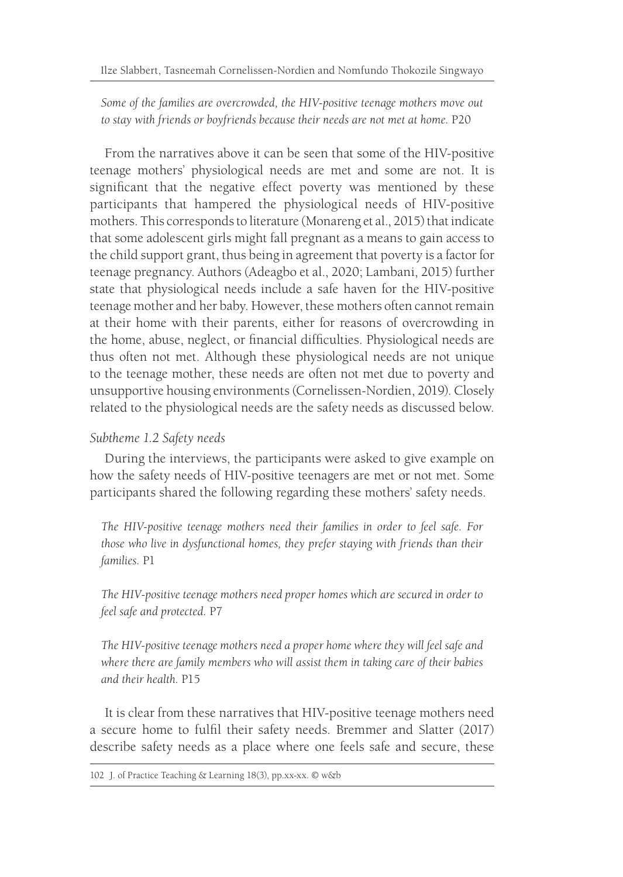*Some of the families are overcrowded, the HIV-positive teenage mothers move out to stay with friends or boyfriends because their needs are not met at home.* P20

From the narratives above it can be seen that some of the HIV-positive teenage mothers' physiological needs are met and some are not. It is significant that the negative effect poverty was mentioned by these participants that hampered the physiological needs of HIV-positive mothers. This corresponds to literature (Monareng et al., 2015) that indicate that some adolescent girls might fall pregnant as a means to gain access to the child support grant, thus being in agreement that poverty is a factor for teenage pregnancy. Authors (Adeagbo et al., 2020; Lambani, 2015) further state that physiological needs include a safe haven for the HIV-positive teenage mother and her baby. However, these mothers often cannot remain at their home with their parents, either for reasons of overcrowding in the home, abuse, neglect, or financial difficulties. Physiological needs are thus often not met. Although these physiological needs are not unique to the teenage mother, these needs are often not met due to poverty and unsupportive housing environments (Cornelissen-Nordien, 2019). Closely related to the physiological needs are the safety needs as discussed below.

*Subtheme 1.2 Safety needs*

During the interviews, the participants were asked to give example on how the safety needs of HIV-positive teenagers are met or not met. Some participants shared the following regarding these mothers' safety needs.

*The HIV-positive teenage mothers need their families in order to feel safe. For those who live in dysfunctional homes, they prefer staying with friends than their families.* P1

*The HIV-positive teenage mothers need proper homes which are secured in order to feel safe and protected.* P7

*The HIV-positive teenage mothers need a proper home where they will feel safe and where there are family members who will assist them in taking care of their babies and their health.* P15

It is clear from these narratives that HIV-positive teenage mothers need a secure home to fulfil their safety needs. Bremmer and Slatter (2017) describe safety needs as a place where one feels safe and secure, these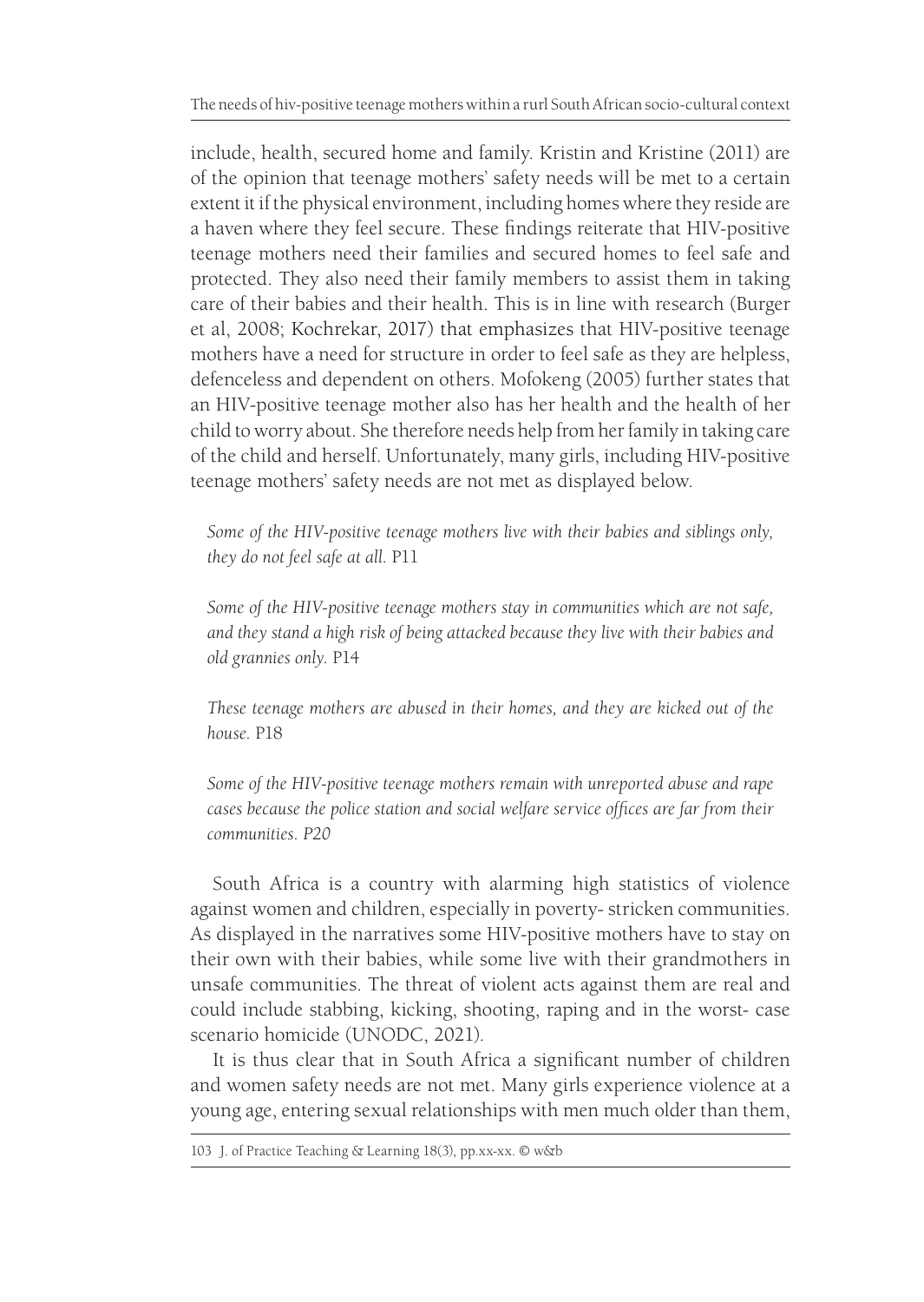include, health, secured home and family. Kristin and Kristine (2011) are of the opinion that teenage mothers' safety needs will be met to a certain extent it if the physical environment, including homes where they reside are a haven where they feel secure. These findings reiterate that HIV-positive teenage mothers need their families and secured homes to feel safe and protected. They also need their family members to assist them in taking care of their babies and their health. This is in line with research (Burger et al, 2008; Kochrekar, 2017) that emphasizes that HIV-positive teenage mothers have a need for structure in order to feel safe as they are helpless, defenceless and dependent on others. Mofokeng (2005) further states that an HIV-positive teenage mother also has her health and the health of her child to worry about. She therefore needs help from her family in taking care of the child and herself. Unfortunately, many girls, including HIV-positive teenage mothers' safety needs are not met as displayed below.

> *Some of the HIV-positive teenage mothers live with their babies and siblings only, they do not feel safe at all.* P11

> *Some of the HIV-positive teenage mothers stay in communities which are not safe, and they stand a high risk of being attacked because they live with their babies and old grannies only.* P14

> *These teenage mothers are abused in their homes, and they are kicked out of the house.* P18

> *Some of the HIV-positive teenage mothers remain with unreported abuse and rape cases because the police station and social welfare service offices are far from their communities. P20*

South Africa is a country with alarming high statistics of violence against women and children, especially in poverty- stricken communities. As displayed in the narratives some HIV-positive mothers have to stay on their own with their babies, while some live with their grandmothers in unsafe communities. The threat of violent acts against them are real and could include stabbing, kicking, shooting, raping and in the worst- case scenario homicide (UNODC, 2021).

It is thus clear that in South Africa a significant number of children and women safety needs are not met. Many girls experience violence at a young age, entering sexual relationships with men much older than them,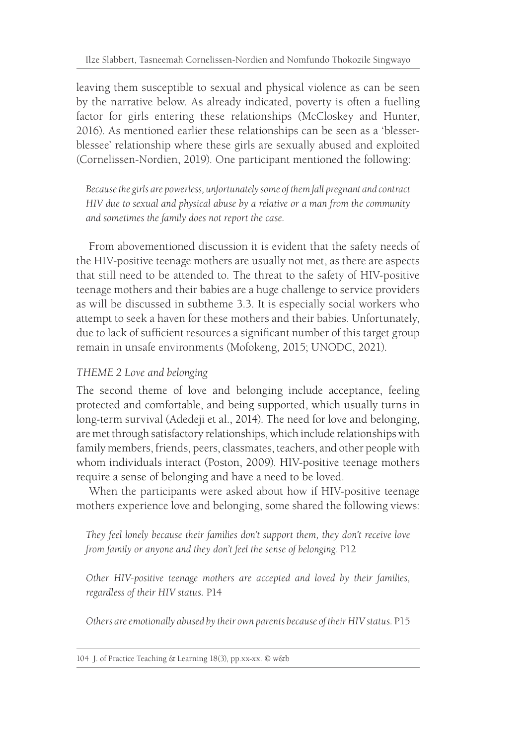leaving them susceptible to sexual and physical violence as can be seen by the narrative below. As already indicated, poverty is often a fuelling factor for girls entering these relationships (McCloskey and Hunter, 2016). As mentioned earlier these relationships can be seen as a 'blesser-blessee' relationship where these girls are sexually abused and exploited (Cornelissen-Nordien, 2019). One participant mentioned the following:

> *Because the girls are powerless, unfortunately some of them fall pregnant and contract HIV due to sexual and physical abuse by a relative or a man from the community and sometimes the family does not report the case.*

From abovementioned discussion it is evident that the safety needs of the HIV-positive teenage mothers are usually not met, as there are aspects that still need to be attended to. The threat to the safety of HIV-positive teenage mothers and their babies are a huge challenge to service providers as will be discussed in subtheme 3.3. It is especially social workers who attempt to seek a haven for these mothers and their babies. Unfortunately, due to lack of sufficient resources a significant number of this target group remain in unsafe environments (Mofokeng, 2015; UNODC, 2021).

*THEME 2 Love and belonging*

The second theme of love and belonging include acceptance, feeling protected and comfortable, and being supported, which usually turns in long-term survival (Adedeji et al., 2014). The need for love and belonging, are met through satisfactory relationships, which include relationships with family members, friends, peers, classmates, teachers, and other people with whom individuals interact (Poston, 2009). HIV-positive teenage mothers require a sense of belonging and have a need to be loved.

When the participants were asked about how if HIV-positive teenage mothers experience love and belonging, some shared the following views:

> *They feel lonely because their families don't support them, they don't receive love from family or anyone and they don't feel the sense of belonging.* P12

> *Other HIV-positive teenage mothers are accepted and loved by their families, regardless of their HIV status.* P14

> *Others are emotionally abused by their own parents because of their HIV status.* P15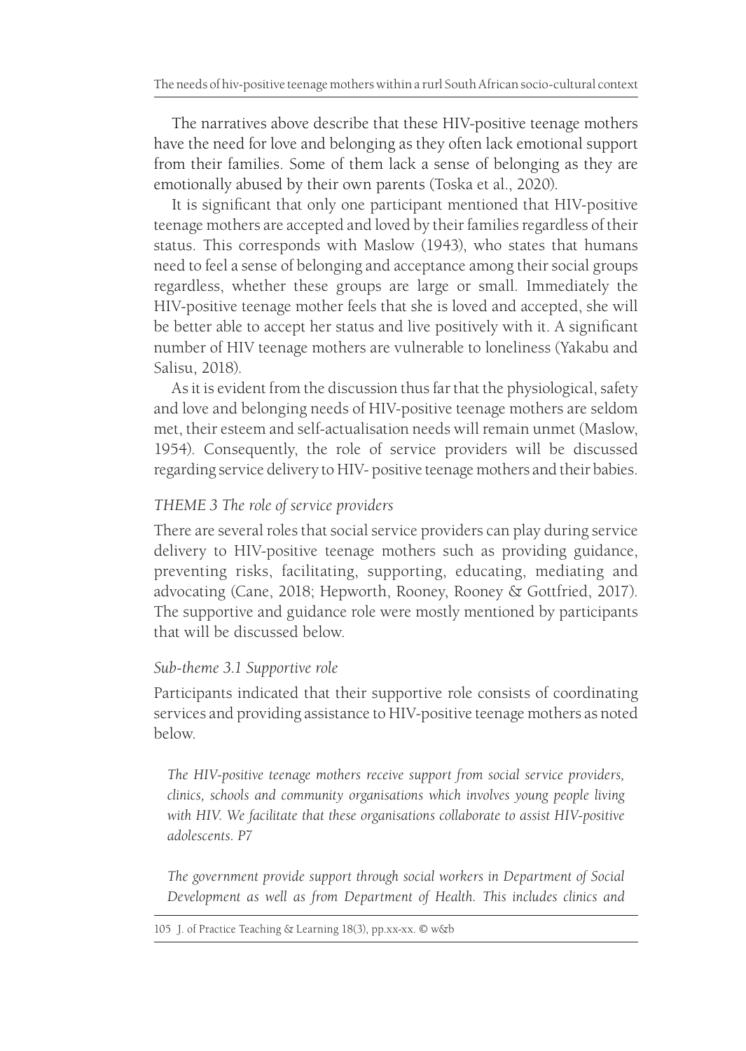The narratives above describe that these HIV-positive teenage mothers have the need for love and belonging as they often lack emotional support from their families. Some of them lack a sense of belonging as they are emotionally abused by their own parents (Toska et al., 2020).

It is significant that only one participant mentioned that HIV-positive teenage mothers are accepted and loved by their families regardless of their status. This corresponds with Maslow (1943), who states that humans need to feel a sense of belonging and acceptance among their social groups regardless, whether these groups are large or small. Immediately the HIV-positive teenage mother feels that she is loved and accepted, she will be better able to accept her status and live positively with it. A significant number of HIV teenage mothers are vulnerable to loneliness (Yakabu and Salisu, 2018).

As it is evident from the discussion thus far that the physiological, safety and love and belonging needs of HIV-positive teenage mothers are seldom met, their esteem and self-actualisation needs will remain unmet (Maslow, 1954). Consequently, the role of service providers will be discussed regarding service delivery to HIV- positive teenage mothers and their babies.

### *THEME 3 The role of service providers*

There are several roles that social service providers can play during service delivery to HIV-positive teenage mothers such as providing guidance, preventing risks, facilitating, supporting, educating, mediating and advocating (Cane, 2018; Hepworth, Rooney, Rooney & Gottfried, 2017). The supportive and guidance role were mostly mentioned by participants that will be discussed below.

#### *Sub-theme 3.1 Supportive role*

Participants indicated that their supportive role consists of coordinating services and providing assistance to HIV-positive teenage mothers as noted below.

> *The HIV-positive teenage mothers receive support from social service providers, clinics, schools and community organisations which involves young people living with HIV. We facilitate that these organisations collaborate to assist HIV-positive adolescents. P7*

> *The government provide support through social workers in Department of Social Development as well as from Department of Health. This includes clinics and*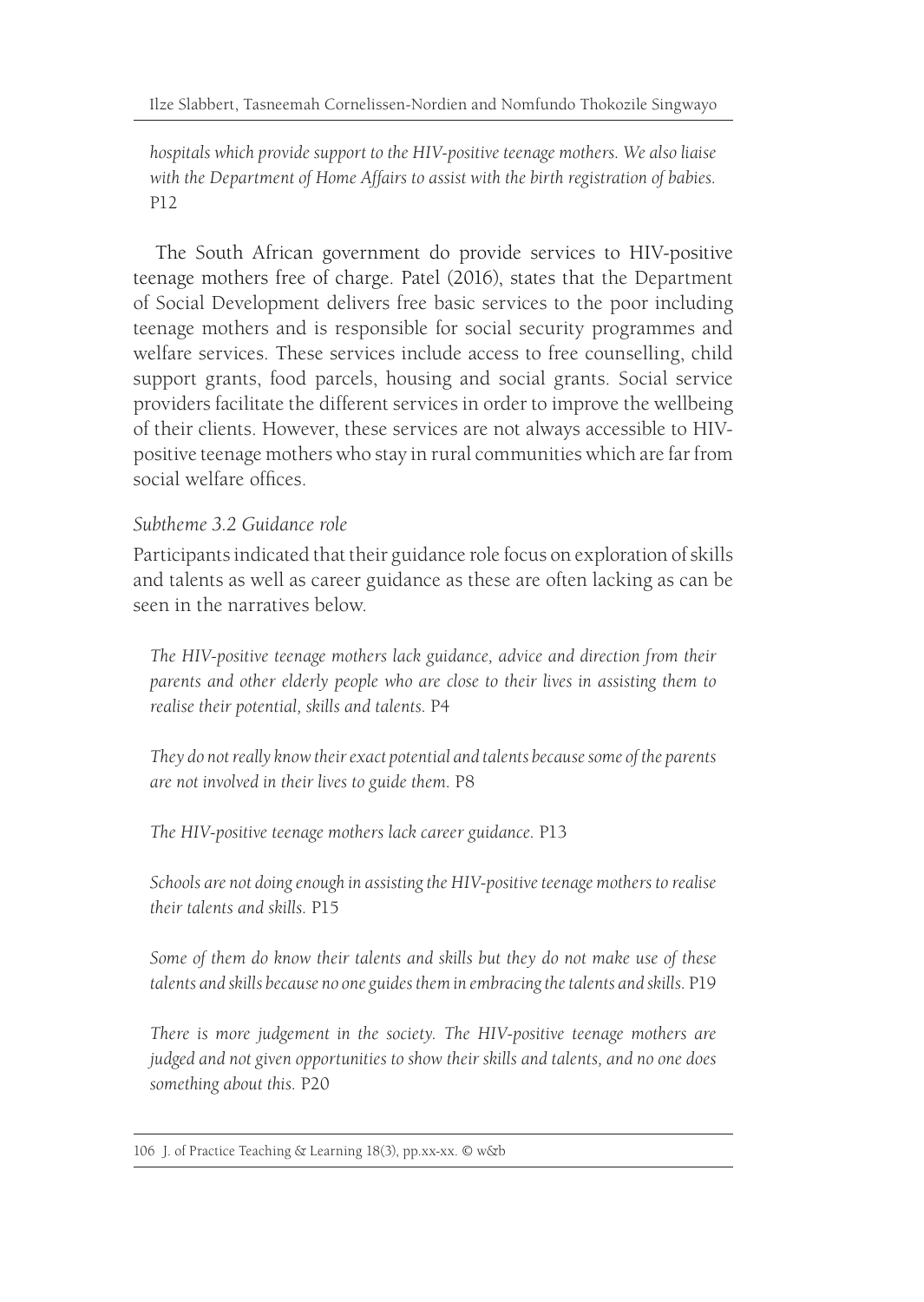*hospitals which provide support to the HIV-positive teenage mothers. We also liaise with the Department of Home Affairs to assist with the birth registration of babies.* P12

The South African government do provide services to HIV-positive teenage mothers free of charge. Patel (2016), states that the Department of Social Development delivers free basic services to the poor including teenage mothers and is responsible for social security programmes and welfare services. These services include access to free counselling, child support grants, food parcels, housing and social grants. Social service providers facilitate the different services in order to improve the wellbeing of their clients. However, these services are not always accessible to HIV-positive teenage mothers who stay in rural communities which are far from social welfare offices.

*Subtheme 3.2 Guidance role*

Participants indicated that their guidance role focus on exploration of skills and talents as well as career guidance as these are often lacking as can be seen in the narratives below.

*The HIV-positive teenage mothers lack guidance, advice and direction from their parents and other elderly people who are close to their lives in assisting them to realise their potential, skills and talents.* P4

*They do not really know their exact potential and talents because some of the parents are not involved in their lives to guide them.* P8

*The HIV-positive teenage mothers lack career guidance.* P13

*Schools are not doing enough in assisting the HIV-positive teenage mothers to realise their talents and skills.* P15

*Some of them do know their talents and skills but they do not make use of these talents and skills because no one guides them in embracing the talents and skills.* P19

*There is more judgement in the society. The HIV-positive teenage mothers are judged and not given opportunities to show their skills and talents, and no one does something about this.* P20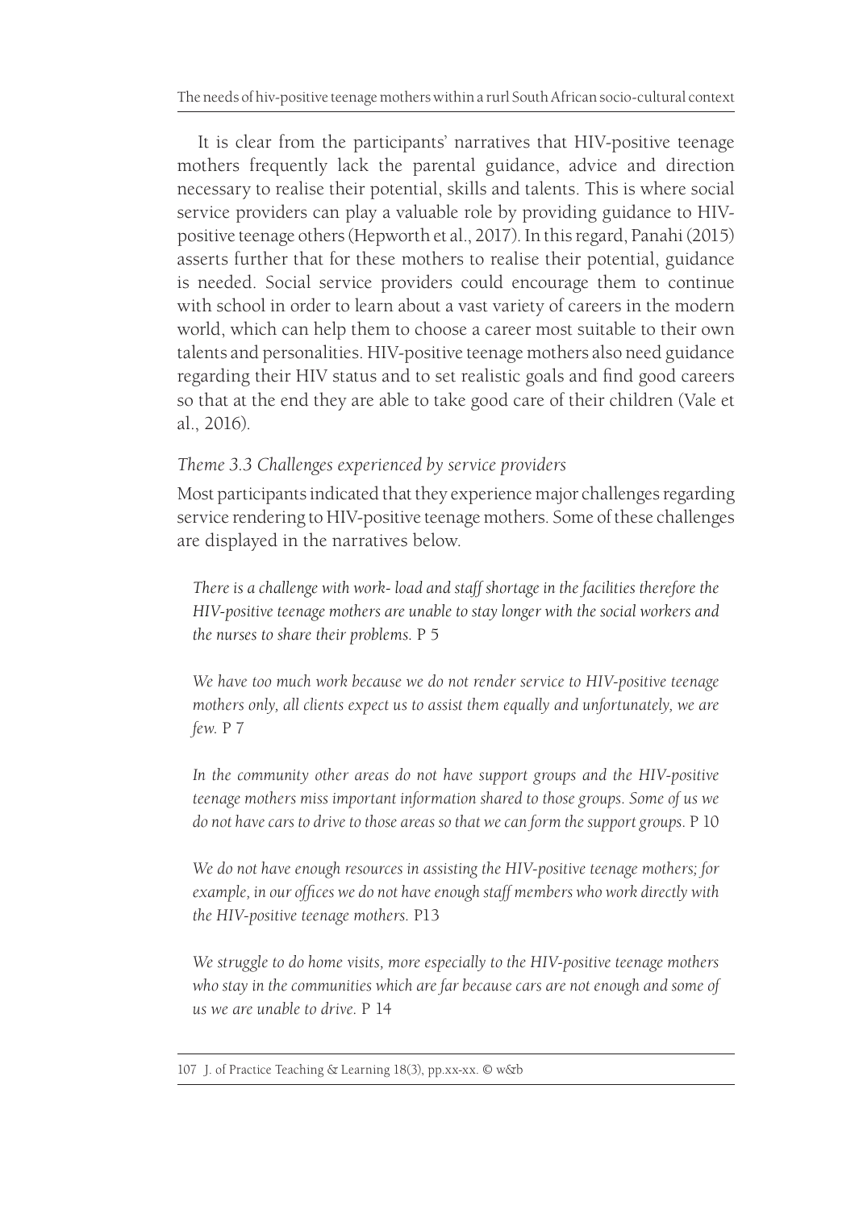It is clear from the participants' narratives that HIV-positive teenage mothers frequently lack the parental guidance, advice and direction necessary to realise their potential, skills and talents. This is where social service providers can play a valuable role by providing guidance to HIV-positive teenage others (Hepworth et al., 2017). In this regard, Panahi (2015) asserts further that for these mothers to realise their potential, guidance is needed. Social service providers could encourage them to continue with school in order to learn about a vast variety of careers in the modern world, which can help them to choose a career most suitable to their own talents and personalities. HIV-positive teenage mothers also need guidance regarding their HIV status and to set realistic goals and find good careers so that at the end they are able to take good care of their children (Vale et al., 2016).

### *Theme 3.3 Challenges experienced by service providers*

Most participants indicated that they experience major challenges regarding service rendering to HIV-positive teenage mothers. Some of these challenges are displayed in the narratives below.

> *There is a challenge with work- load and staff shortage in the facilities therefore the HIV-positive teenage mothers are unable to stay longer with the social workers and the nurses to share their problems.* P 5

> *We have too much work because we do not render service to HIV-positive teenage mothers only, all clients expect us to assist them equally and unfortunately, we are few.* P 7

> *In the community other areas do not have support groups and the HIV-positive teenage mothers miss important information shared to those groups. Some of us we do not have cars to drive to those areas so that we can form the support groups.* P 10

> *We do not have enough resources in assisting the HIV-positive teenage mothers; for example, in our offices we do not have enough staff members who work directly with the HIV-positive teenage mothers.* P13

> *We struggle to do home visits, more especially to the HIV-positive teenage mothers who stay in the communities which are far because cars are not enough and some of us we are unable to drive.* P 14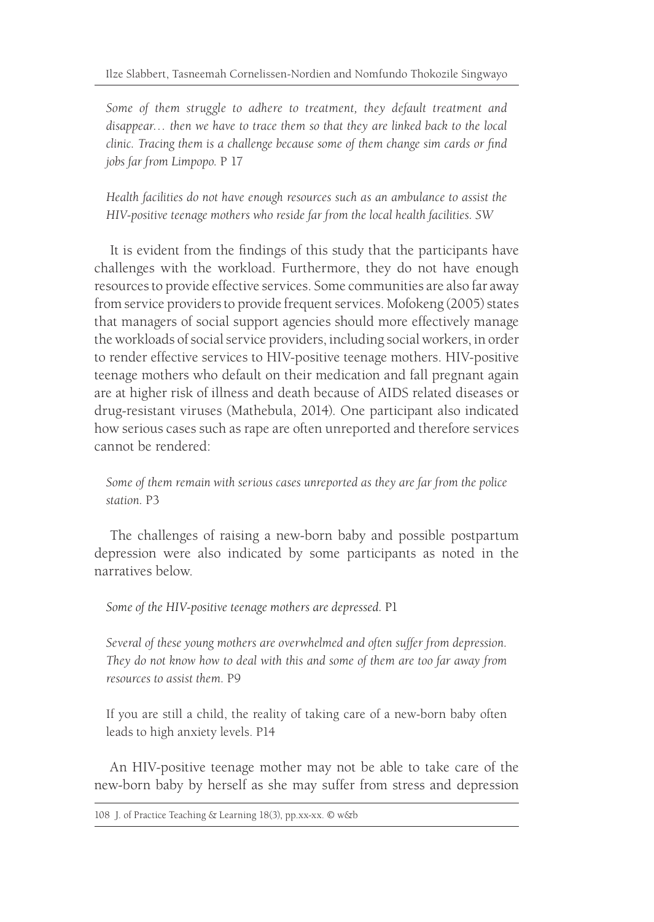*Some of them struggle to adhere to treatment, they default treatment and disappear… then we have to trace them so that they are linked back to the local clinic. Tracing them is a challenge because some of them change sim cards or find jobs far from Limpopo.* P 17

*Health facilities do not have enough resources such as an ambulance to assist the HIV-positive teenage mothers who reside far from the local health facilities.* SW

It is evident from the findings of this study that the participants have challenges with the workload. Furthermore, they do not have enough resources to provide effective services. Some communities are also far away from service providers to provide frequent services. Mofokeng (2005) states that managers of social support agencies should more effectively manage the workloads of social service providers, including social workers, in order to render effective services to HIV-positive teenage mothers. HIV-positive teenage mothers who default on their medication and fall pregnant again are at higher risk of illness and death because of AIDS related diseases or drug-resistant viruses (Mathebula, 2014). One participant also indicated how serious cases such as rape are often unreported and therefore services cannot be rendered:

*Some of them remain with serious cases unreported as they are far from the police station.* P3

The challenges of raising a new-born baby and possible postpartum depression were also indicated by some participants as noted in the narratives below.

*Some of the HIV-positive teenage mothers are depressed.* P1

*Several of these young mothers are overwhelmed and often suffer from depression. They do not know how to deal with this and some of them are too far away from resources to assist them.* P9

If you are still a child, the reality of taking care of a new-born baby often leads to high anxiety levels. P14

An HIV-positive teenage mother may not be able to take care of the new-born baby by herself as she may suffer from stress and depression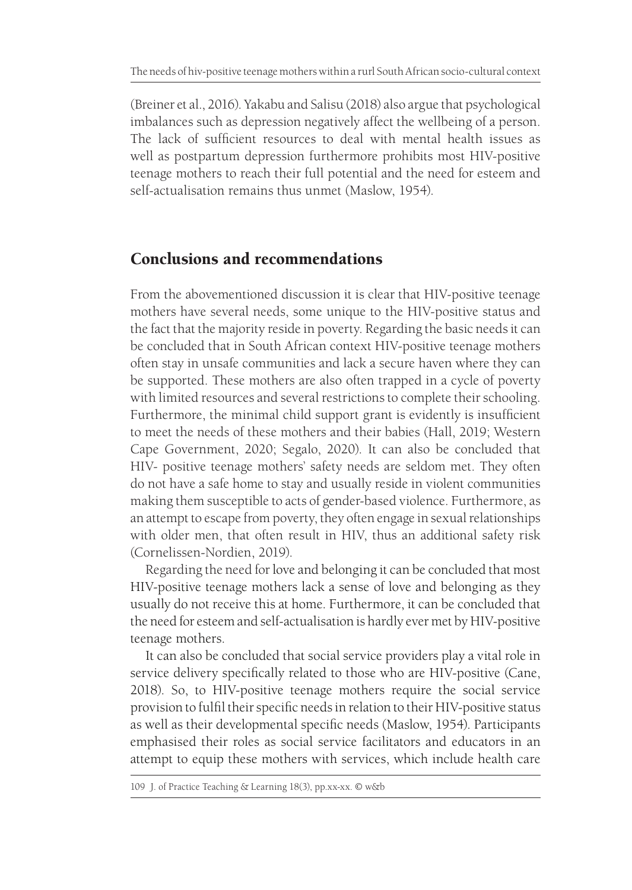(Breiner et al., 2016). Yakabu and Salisu (2018) also argue that psychological imbalances such as depression negatively affect the wellbeing of a person. The lack of sufficient resources to deal with mental health issues as well as postpartum depression furthermore prohibits most HIV-positive teenage mothers to reach their full potential and the need for esteem and self-actualisation remains thus unmet (Maslow, 1954).

## Conclusions and recommendations

From the abovementioned discussion it is clear that HIV-positive teenage mothers have several needs, some unique to the HIV-positive status and the fact that the majority reside in poverty. Regarding the basic needs it can be concluded that in South African context HIV-positive teenage mothers often stay in unsafe communities and lack a secure haven where they can be supported. These mothers are also often trapped in a cycle of poverty with limited resources and several restrictions to complete their schooling. Furthermore, the minimal child support grant is evidently is insufficient to meet the needs of these mothers and their babies (Hall, 2019; Western Cape Government, 2020; Segalo, 2020). It can also be concluded that HIV- positive teenage mothers' safety needs are seldom met. They often do not have a safe home to stay and usually reside in violent communities making them susceptible to acts of gender-based violence. Furthermore, as an attempt to escape from poverty, they often engage in sexual relationships with older men, that often result in HIV, thus an additional safety risk (Cornelissen-Nordien, 2019).

Regarding the need for love and belonging it can be concluded that most HIV-positive teenage mothers lack a sense of love and belonging as they usually do not receive this at home. Furthermore, it can be concluded that the need for esteem and self-actualisation is hardly ever met by HIV-positive teenage mothers.

It can also be concluded that social service providers play a vital role in service delivery specifically related to those who are HIV-positive (Cane, 2018). So, to HIV-positive teenage mothers require the social service provision to fulfil their specific needs in relation to their HIV-positive status as well as their developmental specific needs (Maslow, 1954). Participants emphasised their roles as social service facilitators and educators in an attempt to equip these mothers with services, which include health care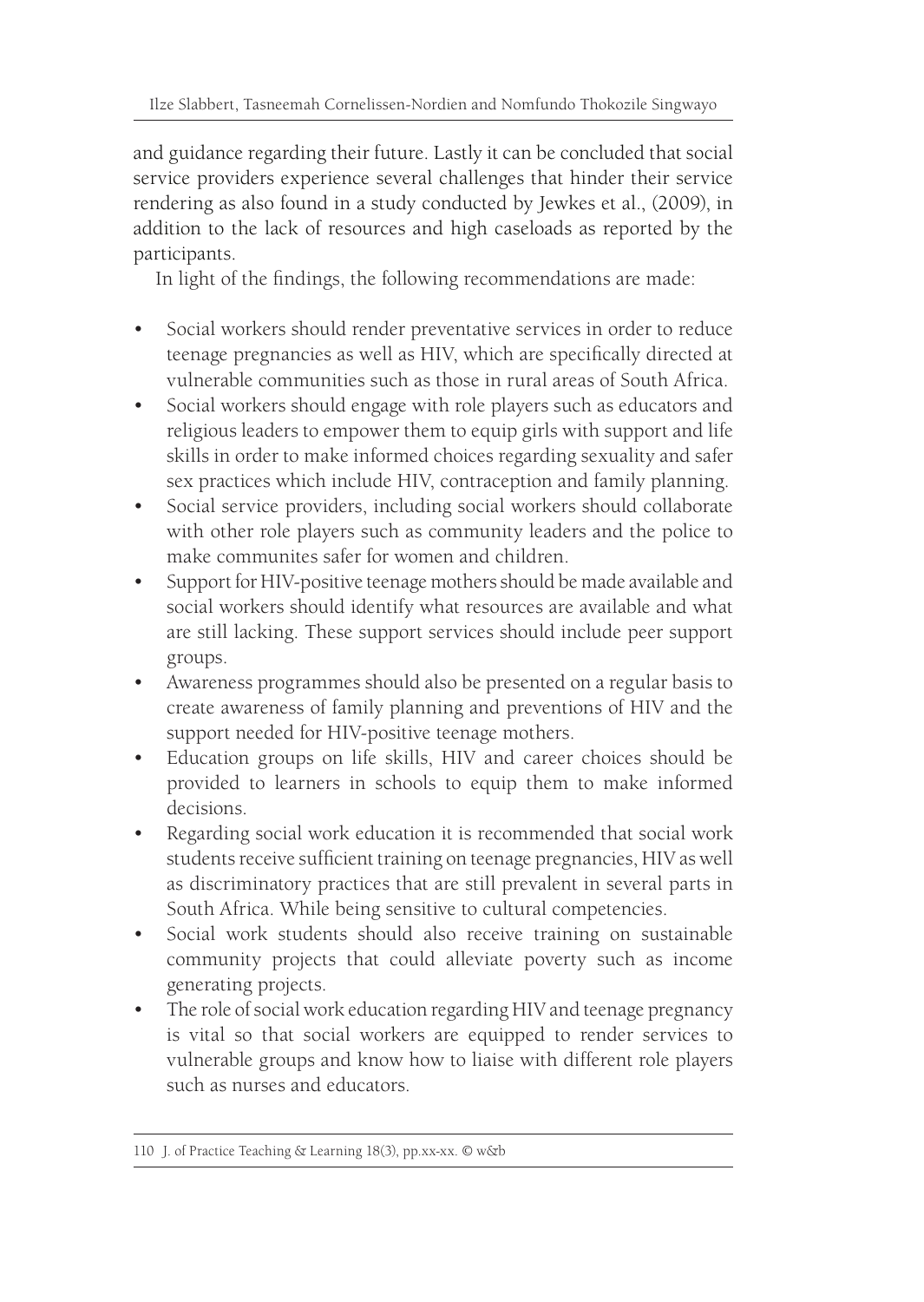and guidance regarding their future. Lastly it can be concluded that social service providers experience several challenges that hinder their service rendering as also found in a study conducted by Jewkes et al., (2009), in addition to the lack of resources and high caseloads as reported by the participants.

In light of the findings, the following recommendations are made:

- Social workers should render preventative services in order to reduce teenage pregnancies as well as HIV, which are specifically directed at vulnerable communities such as those in rural areas of South Africa.
- Social workers should engage with role players such as educators and religious leaders to empower them to equip girls with support and life skills in order to make informed choices regarding sexuality and safer sex practices which include HIV, contraception and family planning.
- Social service providers, including social workers should collaborate with other role players such as community leaders and the police to make communites safer for women and children.
- Support for HIV-positive teenage mothers should be made available and social workers should identify what resources are available and what are still lacking. These support services should include peer support groups.
- Awareness programmes should also be presented on a regular basis to create awareness of family planning and preventions of HIV and the support needed for HIV-positive teenage mothers.
- Education groups on life skills, HIV and career choices should be provided to learners in schools to equip them to make informed decisions.
- Regarding social work education it is recommended that social work students receive sufficient training on teenage pregnancies, HIV as well as discriminatory practices that are still prevalent in several parts in South Africa. While being sensitive to cultural competencies.
- Social work students should also receive training on sustainable community projects that could alleviate poverty such as income generating projects.
- The role of social work education regarding HIV and teenage pregnancy is vital so that social workers are equipped to render services to vulnerable groups and know how to liaise with different role players such as nurses and educators.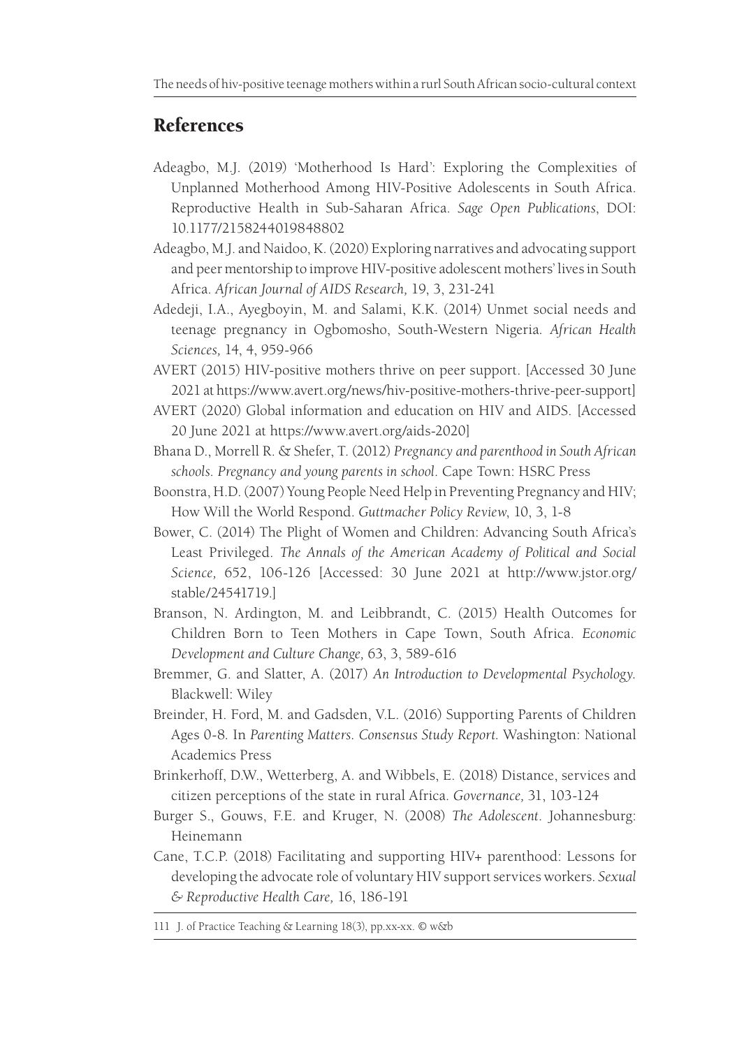## References

Adeagbo, M.J. (2019) 'Motherhood Is Hard': Exploring the Complexities of Unplanned Motherhood Among HIV-Positive Adolescents in South Africa. Reproductive Health in Sub-Saharan Africa. *Sage Open Publications*, DOI: 10.1177/2158244019848802

Adeagbo, M.J. and Naidoo, K. (2020) Exploring narratives and advocating support and peer mentorship to improve HIV-positive adolescent mothers' lives in South Africa. *African Journal of AIDS Research,* 19, 3, 231-241

Adedeji, I.A., Ayegboyin, M. and Salami, K.K. (2014) Unmet social needs and teenage pregnancy in Ogbomosho, South-Western Nigeria. *African Health Sciences,* 14, 4, 959-966

AVERT (2015) HIV-positive mothers thrive on peer support. [Accessed 30 June 2021 at https://www.avert.org/news/hiv-positive-mothers-thrive-peer-support]

AVERT (2020) Global information and education on HIV and AIDS. [Accessed 20 June 2021 at https://www.avert.org/aids-2020]

Bhana D., Morrell R. & Shefer, T. (2012) *Pregnancy and parenthood in South African schools. Pregnancy and young parents in school*. Cape Town: HSRC Press

Boonstra, H.D. (2007) Young People Need Help in Preventing Pregnancy and HIV; How Will the World Respond. *Guttmacher Policy Review*, 10, 3, 1-8

Bower, C. (2014) The Plight of Women and Children: Advancing South Africa's Least Privileged. *The Annals of the American Academy of Political and Social Science,* 652, 106-126 [Accessed: 30 June 2021 at http://www.jstor.org/stable/24541719.]

Branson, N. Ardington, M. and Leibbrandt, C. (2015) Health Outcomes for Children Born to Teen Mothers in Cape Town, South Africa. *Economic Development and Culture Change,* 63, 3, 589-616

Bremmer, G. and Slatter, A. (2017) *An Introduction to Developmental Psychology.* Blackwell: Wiley

Breinder, H. Ford, M. and Gadsden, V.L. (2016) Supporting Parents of Children Ages 0-8. In *Parenting Matters. Consensus Study Report.* Washington: National Academics Press

Brinkerhoff, D.W., Wetterberg, A. and Wibbels, E. (2018) Distance, services and citizen perceptions of the state in rural Africa. *Governance,* 31, 103-124

Burger S., Gouws, F.E. and Kruger, N. (2008) *The Adolescent*. Johannesburg: Heinemann

Cane, T.C.P. (2018) Facilitating and supporting HIV+ parenthood: Lessons for developing the advocate role of voluntary HIV support services workers. *Sexual & Reproductive Health Care,* 16, 186-191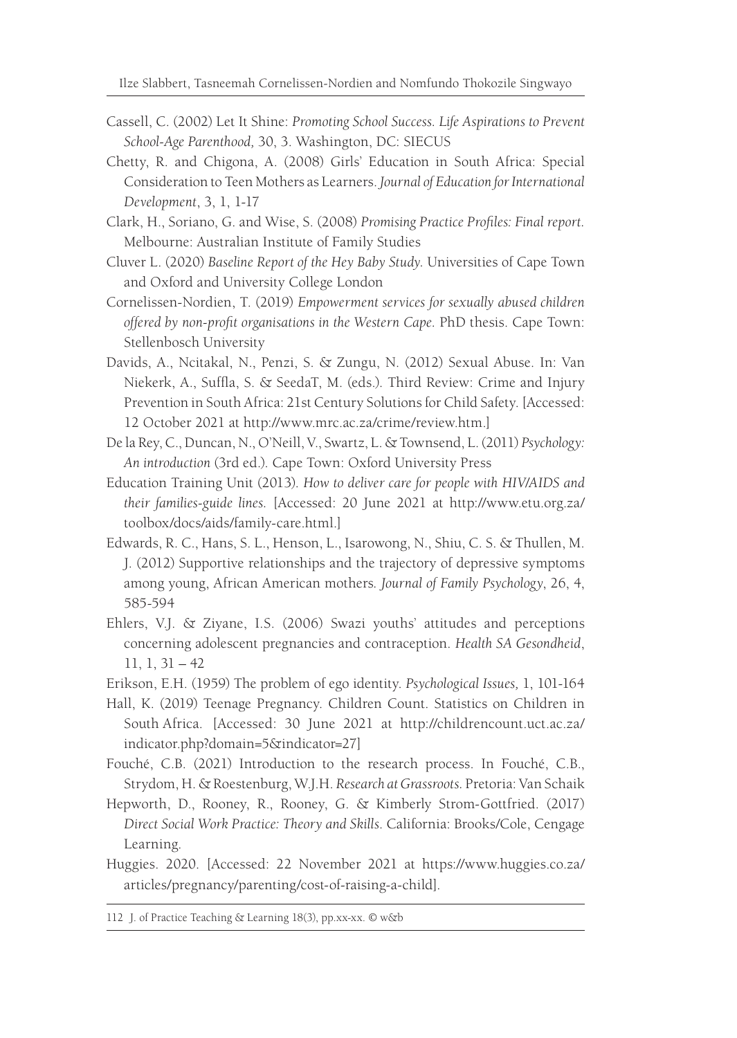Cassell, C. (2002) Let It Shine: *Promoting School Success. Life Aspirations to Prevent School-Age Parenthood,* 30, 3. Washington, DC: SIECUS

Chetty, R. and Chigona, A. (2008) Girls' Education in South Africa: Special Consideration to Teen Mothers as Learners. *Journal of Education for International Development*, 3, 1, 1-17

Clark, H., Soriano, G. and Wise, S. (2008) *Promising Practice Profiles: Final report*. Melbourne: Australian Institute of Family Studies

Cluver L. (2020) *Baseline Report of the Hey Baby Study*. Universities of Cape Town and Oxford and University College London

Cornelissen-Nordien, T. (2019) *Empowerment services for sexually abused children offered by non-profit organisations in the Western Cape*. PhD thesis. Cape Town: Stellenbosch University

Davids, A., Ncitakal, N., Penzi, S. & Zungu, N. (2012) Sexual Abuse. In: Van Niekerk, A., Suffla, S. & SeedaT, M. (eds.). Third Review: Crime and Injury Prevention in South Africa: 21st Century Solutions for Child Safety. [Accessed: 12 October 2021 at http://www.mrc.ac.za/crime/review.htm.]

De la Rey, C., Duncan, N., O'Neill, V., Swartz, L. & Townsend, L. (2011) *Psychology: An introduction* (3rd ed.). Cape Town: Oxford University Press

Education Training Unit (2013). *How to deliver care for people with HIV/AIDS and their families-guide lines.* [Accessed: 20 June 2021 at http://www.etu.org.za/toolbox/docs/aids/family-care.html.]

Edwards, R. C., Hans, S. L., Henson, L., Isarowong, N., Shiu, C. S. & Thullen, M. J. (2012) Supportive relationships and the trajectory of depressive symptoms among young, African American mothers. *Journal of Family Psychology*, 26, 4, 585-594

Ehlers, V.J. & Ziyane, I.S. (2006) Swazi youths' attitudes and perceptions concerning adolescent pregnancies and contraception. *Health SA Gesondheid*, 11, 1, 31 – 42

Erikson, E.H. (1959) The problem of ego identity. *Psychological Issues,* 1, 101-164

Hall, K. (2019) Teenage Pregnancy. Children Count. Statistics on Children in South Africa. [Accessed: 30 June 2021 at http://childrencount.uct.ac.za/indicator.php?domain=5&indicator=27]

Fouché, C.B. (2021) Introduction to the research process. In Fouché, C.B., Strydom, H. & Roestenburg, W.J.H. *Research at Grassroots*. Pretoria: Van Schaik

Hepworth, D., Rooney, R., Rooney, G. & Kimberly Strom-Gottfried. (2017) *Direct Social Work Practice: Theory and Skills*. California: Brooks/Cole, Cengage Learning.

Huggies. 2020. [Accessed: 22 November 2021 at https://www.huggies.co.za/articles/pregnancy/parenting/cost-of-raising-a-child].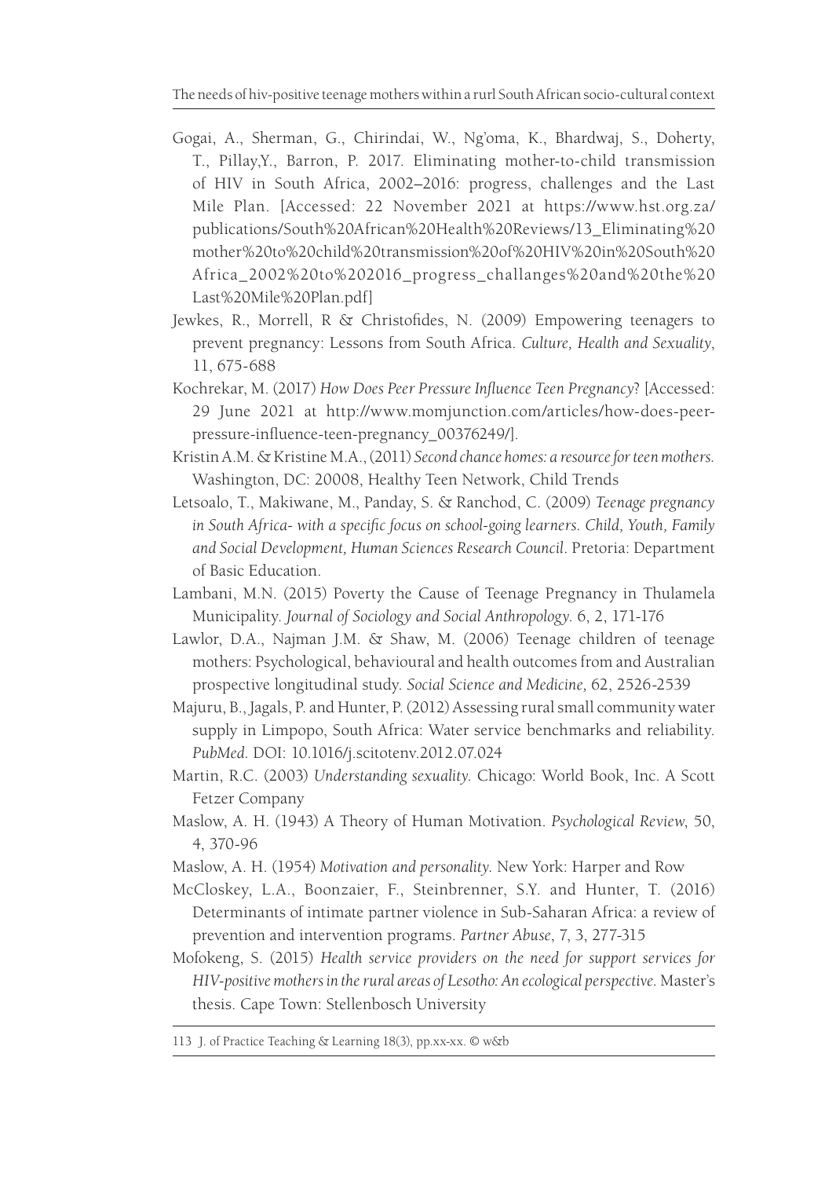Gogai, A., Sherman, G., Chirindai, W., Ng'oma, K., Bhardwaj, S., Doherty, T., Pillay,Y., Barron, P. 2017. Eliminating mother-to-child transmission of HIV in South Africa, 2002–2016: progress, challenges and the Last Mile Plan. [Accessed: 22 November 2021 at https://www.hst.org.za/publications/South%20African%20Health%20Reviews/13_Eliminating%20mother%20to%20child%20transmission%20of%20HIV%20in%20South%20Africa_2002%20to%202016_progress_challanges%20and%20the%20Last%20Mile%20Plan.pdf]

Jewkes, R., Morrell, R & Christofides, N. (2009) Empowering teenagers to prevent pregnancy: Lessons from South Africa. *Culture, Health and Sexuality*, 11, 675-688

Kochrekar, M. (2017) *How Does Peer Pressure Influence Teen Pregnancy*? [Accessed: 29 June 2021 at http://www.momjunction.com/articles/how-does-peer-pressure-influence-teen-pregnancy_00376249/].

Kristin A.M. & Kristine M.A., (2011) *Second chance homes: a resource for teen mothers.* Washington, DC: 20008, Healthy Teen Network, Child Trends

Letsoalo, T., Makiwane, M., Panday, S. & Ranchod, C. (2009) *Teenage pregnancy in South Africa- with a specific focus on school-going learners. Child, Youth, Family and Social Development, Human Sciences Research Council*. Pretoria: Department of Basic Education.

Lambani, M.N. (2015) Poverty the Cause of Teenage Pregnancy in Thulamela Municipality. *Journal of Sociology and Social Anthropology*. 6, 2, 171-176

Lawlor, D.A., Najman J.M. & Shaw, M. (2006) Teenage children of teenage mothers: Psychological, behavioural and health outcomes from and Australian prospective longitudinal study. *Social Science and Medicine,* 62, 2526-2539

Majuru, B., Jagals, P. and Hunter, P. (2012) Assessing rural small community water supply in Limpopo, South Africa: Water service benchmarks and reliability. *PubMed*. DOI: 10.1016/j.scitotenv.2012.07.024

Martin, R.C. (2003) *Understanding sexuality*. Chicago: World Book, Inc. A Scott Fetzer Company

Maslow, A. H. (1943) A Theory of Human Motivation. *Psychological Review*, 50, 4, 370-96

Maslow, A. H. (1954) *Motivation and personality*. New York: Harper and Row

McCloskey, L.A., Boonzaier, F., Steinbrenner, S.Y. and Hunter, T. (2016) Determinants of intimate partner violence in Sub-Saharan Africa: a review of prevention and intervention programs. *Partner Abuse*, 7, 3, 277-315

Mofokeng, S. (2015) *Health service providers on the need for support services for HIV-positive mothers in the rural areas of Lesotho: An ecological perspective*. Master's thesis. Cape Town: Stellenbosch University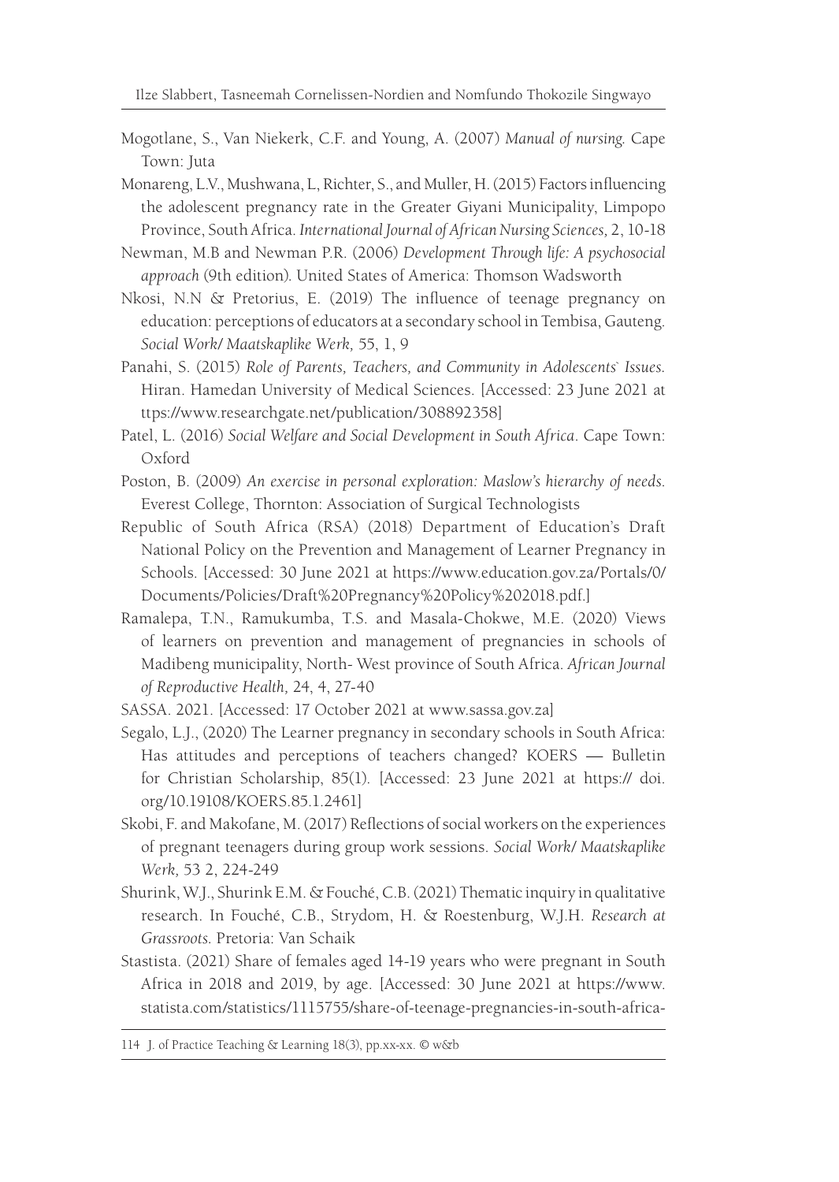Mogotlane, S., Van Niekerk, C.F. and Young, A. (2007) *Manual of nursing.* Cape Town: Juta

Monareng, L.V., Mushwana, L, Richter, S., and Muller, H. (2015) Factors influencing the adolescent pregnancy rate in the Greater Giyani Municipality, Limpopo Province, South Africa. *International Journal of African Nursing Sciences,* 2, 10-18

Newman, M.B and Newman P.R. (2006) *Development Through life: A psychosocial approach* (9th edition). United States of America: Thomson Wadsworth

Nkosi, N.N & Pretorius, E. (2019) The influence of teenage pregnancy on education: perceptions of educators at a secondary school in Tembisa, Gauteng. *Social Work/ Maatskaplike Werk,* 55, 1, 9

Panahi, S. (2015) *Role of Parents, Teachers, and Community in Adolescents` Issues.* Hiran. Hamedan University of Medical Sciences. [Accessed: 23 June 2021 at ttps://www.researchgate.net/publication/308892358]

Patel, L. (2016) *Social Welfare and Social Development in South Africa*. Cape Town: Oxford

Poston, B. (2009) *An exercise in personal exploration: Maslow's hierarchy of needs.* Everest College, Thornton: Association of Surgical Technologists

Republic of South Africa (RSA) (2018) Department of Education's Draft National Policy on the Prevention and Management of Learner Pregnancy in Schools. [Accessed: 30 June 2021 at https://www.education.gov.za/Portals/0/Documents/Policies/Draft%20Pregnancy%20Policy%202018.pdf.]

Ramalepa, T.N., Ramukumba, T.S. and Masala-Chokwe, M.E. (2020) Views of learners on prevention and management of pregnancies in schools of Madibeng municipality, North- West province of South Africa. *African Journal of Reproductive Health,* 24, 4, 27-40

SASSA. 2021. [Accessed: 17 October 2021 at www.sassa.gov.za]

Segalo, L.J., (2020) The Learner pregnancy in secondary schools in South Africa: Has attitudes and perceptions of teachers changed? KOERS — Bulletin for Christian Scholarship, 85(1). [Accessed: 23 June 2021 at https:// doi.org/10.19108/KOERS.85.1.2461]

Skobi, F. and Makofane, M. (2017) Reflections of social workers on the experiences of pregnant teenagers during group work sessions. *Social Work/ Maatskaplike Werk,* 53 2, 224-249

Shurink, W.J., Shurink E.M. & Fouché, C.B. (2021) Thematic inquiry in qualitative research. In Fouché, C.B., Strydom, H. & Roestenburg, W.J.H. *Research at Grassroots.* Pretoria: Van Schaik

Stastista. (2021) Share of females aged 14-19 years who were pregnant in South Africa in 2018 and 2019, by age. [Accessed: 30 June 2021 at https://www.statista.com/statistics/1115755/share-of-teenage-pregnancies-in-south-africa-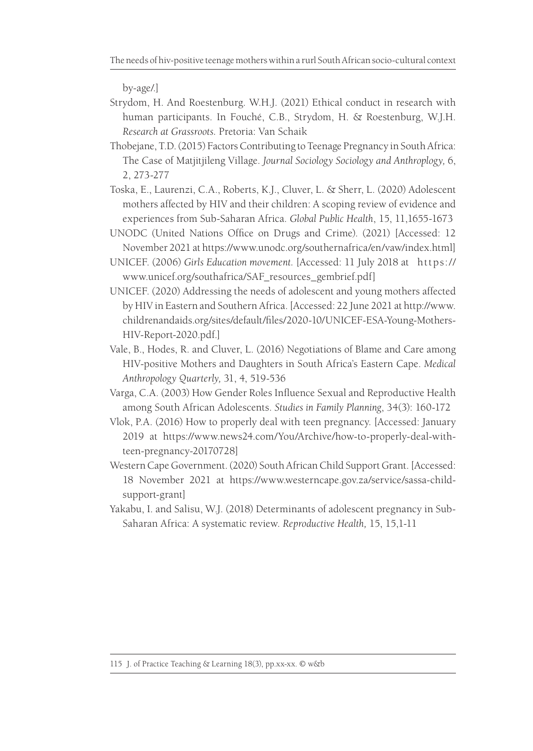by-age/.]

Strydom, H. And Roestenburg. W.H.J. (2021) Ethical conduct in research with human participants. In Fouché, C.B., Strydom, H. & Roestenburg, W.J.H. *Research at Grassroots.* Pretoria: Van Schaik

Thobejane, T.D. (2015) Factors Contributing to Teenage Pregnancy in South Africa: The Case of Matjitjileng Village. *Journal Sociology Sociology and Anthroplogy,* 6, 2, 273-277

Toska, E., Laurenzi, C.A., Roberts, K.J., Cluver, L. & Sherr, L. (2020) Adolescent mothers affected by HIV and their children: A scoping review of evidence and experiences from Sub-Saharan Africa. *Global Public Health*, 15, 11,1655-1673

UNODC (United Nations Office on Drugs and Crime). (2021) [Accessed: 12 November 2021 at https://www.unodc.org/southernafrica/en/vaw/index.html]

UNICEF. (2006) *Girls Education movement.* [Accessed: 11 July 2018 at https://www.unicef.org/southafrica/SAF_resources_gembrief.pdf]

UNICEF. (2020) Addressing the needs of adolescent and young mothers affected by HIV in Eastern and Southern Africa. [Accessed: 22 June 2021 at http://www.childrenandaids.org/sites/default/files/2020-10/UNICEF-ESA-Young-Mothers-HIV-Report-2020.pdf.]

Vale, B., Hodes, R. and Cluver, L. (2016) Negotiations of Blame and Care among HIV-positive Mothers and Daughters in South Africa's Eastern Cape. *Medical Anthropology Quarterly,* 31, 4, 519-536

Varga, C.A. (2003) How Gender Roles Influence Sexual and Reproductive Health among South African Adolescents. *Studies in Family Planning*, 34(3): 160-172

Vlok, P.A. (2016) How to properly deal with teen pregnancy. [Accessed: January 2019 at https://www.news24.com/You/Archive/how-to-properly-deal-with-teen-pregnancy-20170728]

Western Cape Government. (2020) South African Child Support Grant. [Accessed: 18 November 2021 at https://www.westerncape.gov.za/service/sassa-child-support-grant]

Yakabu, I. and Salisu, W.J. (2018) Determinants of adolescent pregnancy in Sub-Saharan Africa: A systematic review. *Reproductive Health,* 15, 15,1-11